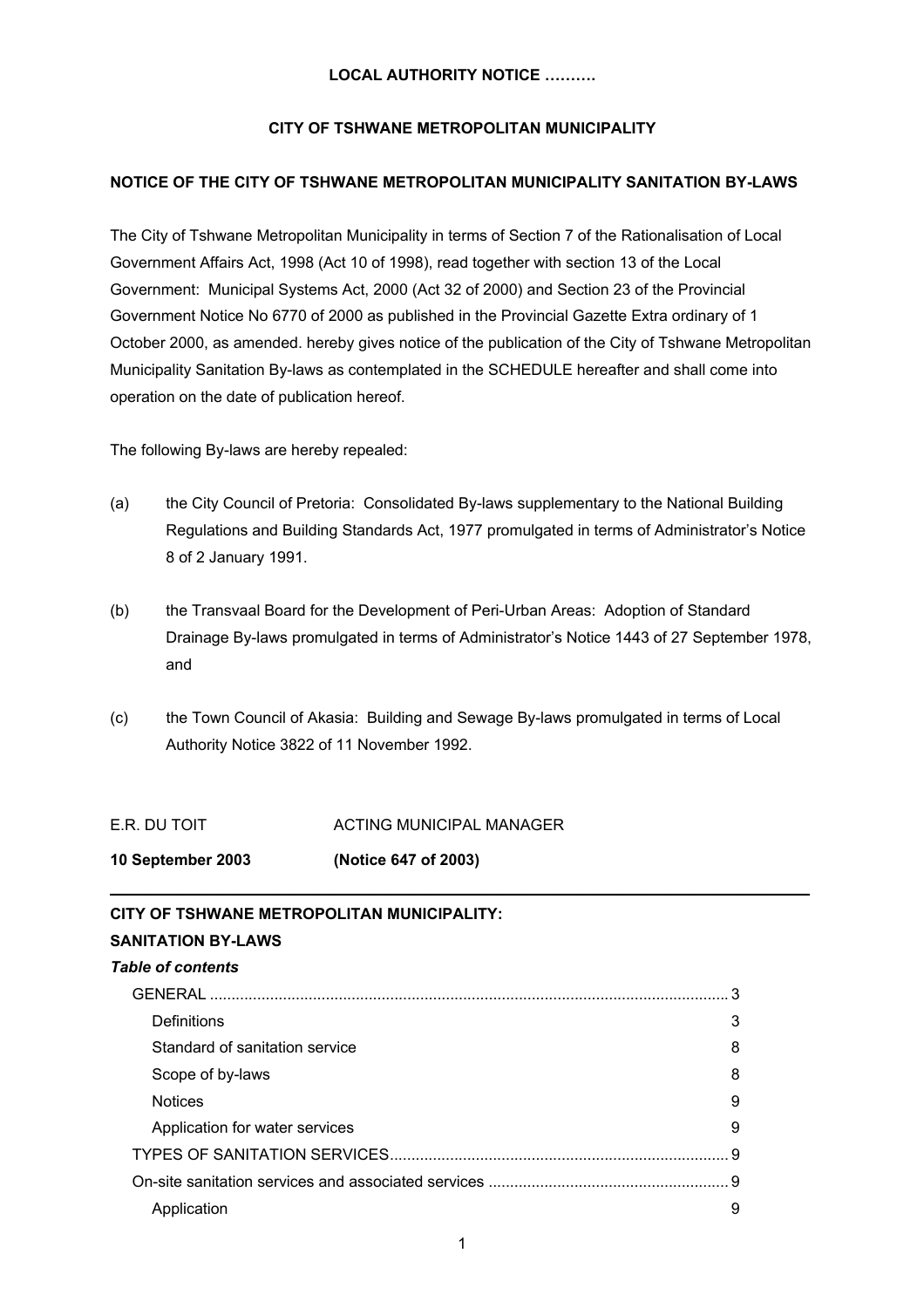**LOCAL AUTHORITY NOTICE ……….**

**CITY OF TSHWANE METROPOLITAN MUNICIPALITY**

**NOTICE OF THE CITY OF TSHWANE METROPOLITAN MUNICIPALITY SANITATION BY-LAWS**

The City of Tshwane Metropolitan Municipality in terms of Section 7 of the Rationalisation of Local Government Affairs Act, 1998 (Act 10 of 1998), read together with section 13 of the Local Government: Municipal Systems Act, 2000 (Act 32 of 2000) and Section 23 of the Provincial Government Notice No 6770 of 2000 as published in the Provincial Gazette Extra ordinary of 1 October 2000, as amended. hereby gives notice of the publication of the City of Tshwane Metropolitan Municipality Sanitation By-laws as contemplated in the SCHEDULE hereafter and shall come into operation on the date of publication hereof.

The following By-laws are hereby repealed:

(a) the City Council of Pretoria: Consolidated By-laws supplementary to the National Building Regulations and Building Standards Act, 1977 promulgated in terms of Administrator's Notice 8 of 2 January 1991.

(b) the Transvaal Board for the Development of Peri-Urban Areas: Adoption of Standard Drainage By-laws promulgated in terms of Administrator's Notice 1443 of 27 September 1978, and

(c) the Town Council of Akasia: Building and Sewage By-laws promulgated in terms of Local Authority Notice 3822 of 11 November 1992.

E.R. DU TOIT ACTING MUNICIPAL MANAGER

**10 September 2003 (Notice 647 of 2003)**

---

**CITY OF TSHWANE METROPOLITAN MUNICIPALITY:**

**SANITATION BY-LAWS**

***Table of contents***

- GENERAL .......... 3
  - Definitions 3
  - Standard of sanitation service 8
  - Scope of by-laws 8
  - Notices 9
  - Application for water services 9
- TYPES OF SANITATION SERVICES .......... 9
- On-site sanitation services and associated services .......... 9
  - Application 9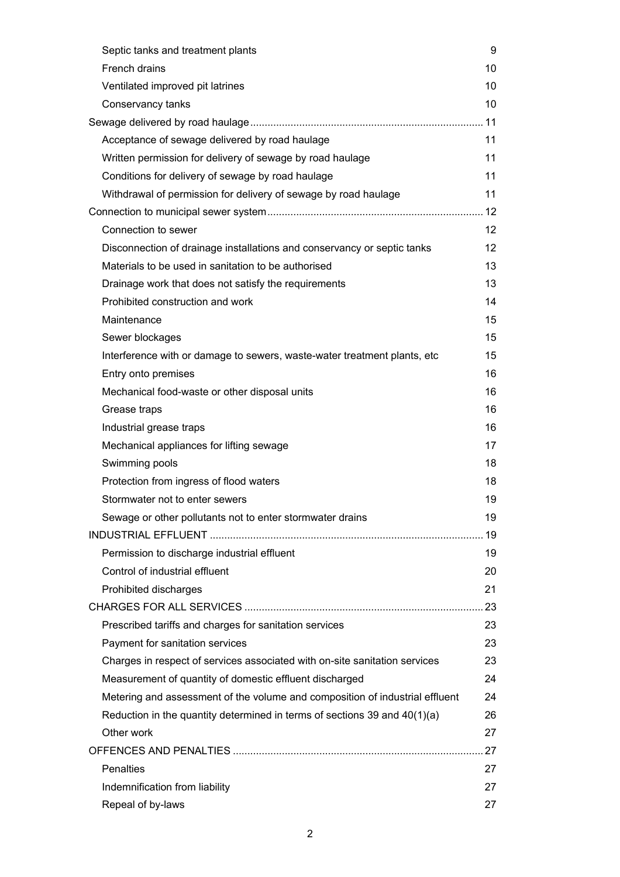| | |
|---|---|
| Septic tanks and treatment plants | 9 |
| French drains | 10 |
| Ventilated improved pit latrines | 10 |
| Conservancy tanks | 10 |
| **Sewage delivered by road haulage** | 11 |
| Acceptance of sewage delivered by road haulage | 11 |
| Written permission for delivery of sewage by road haulage | 11 |
| Conditions for delivery of sewage by road haulage | 11 |
| Withdrawal of permission for delivery of sewage by road haulage | 11 |
| **Connection to municipal sewer system** | 12 |
| Connection to sewer | 12 |
| Disconnection of drainage installations and conservancy or septic tanks | 12 |
| Materials to be used in sanitation to be authorised | 13 |
| Drainage work that does not satisfy the requirements | 13 |
| Prohibited construction and work | 14 |
| Maintenance | 15 |
| Sewer blockages | 15 |
| Interference with or damage to sewers, waste-water treatment plants, etc | 15 |
| Entry onto premises | 16 |
| Mechanical food-waste or other disposal units | 16 |
| Grease traps | 16 |
| Industrial grease traps | 16 |
| Mechanical appliances for lifting sewage | 17 |
| Swimming pools | 18 |
| Protection from ingress of flood waters | 18 |
| Stormwater not to enter sewers | 19 |
| Sewage or other pollutants not to enter stormwater drains | 19 |
| **INDUSTRIAL EFFLUENT** | 19 |
| Permission to discharge industrial effluent | 19 |
| Control of industrial effluent | 20 |
| Prohibited discharges | 21 |
| **CHARGES FOR ALL SERVICES** | 23 |
| Prescribed tariffs and charges for sanitation services | 23 |
| Payment for sanitation services | 23 |
| Charges in respect of services associated with on-site sanitation services | 23 |
| Measurement of quantity of domestic effluent discharged | 24 |
| Metering and assessment of the volume and composition of industrial effluent | 24 |
| Reduction in the quantity determined in terms of sections 39 and 40(1)(a) | 26 |
| Other work | 27 |
| **OFFENCES AND PENALTIES** | 27 |
| Penalties | 27 |
| Indemnification from liability | 27 |
| Repeal of by-laws | 27 |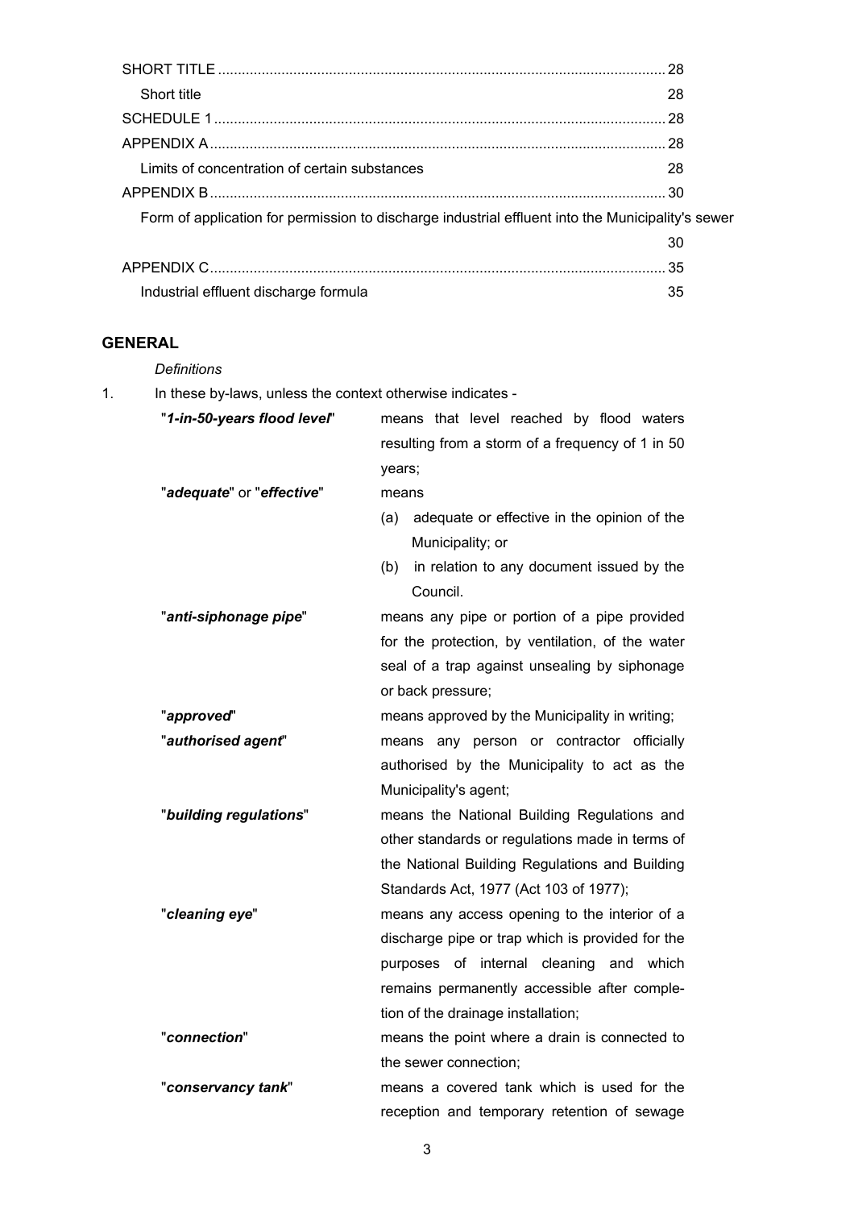| | |
|---|---|
| SHORT TITLE | 28 |
| Short title | 28 |
| SCHEDULE 1 | 28 |
| APPENDIX A | 28 |
| Limits of concentration of certain substances | 28 |
| APPENDIX B | 30 |
| Form of application for permission to discharge industrial effluent into the Municipality's sewer | 30 |
| APPENDIX C | 35 |
| Industrial effluent discharge formula | 35 |

## GENERAL

*Definitions*

1. In these by-laws, unless the context otherwise indicates -

"***1-in-50-years flood level***" means that level reached by flood waters resulting from a storm of a frequency of 1 in 50 years;

"***adequate***" or "***effective***" means
- (a) adequate or effective in the opinion of the Municipality; or
- (b) in relation to any document issued by the Council.

"***anti-siphonage pipe***" means any pipe or portion of a pipe provided for the protection, by ventilation, of the water seal of a trap against unsealing by siphonage or back pressure;

"***approved***" means approved by the Municipality in writing;

"***authorised agent***" means any person or contractor officially authorised by the Municipality to act as the Municipality's agent;

"***building regulations***" means the National Building Regulations and other standards or regulations made in terms of the National Building Regulations and Building Standards Act, 1977 (Act 103 of 1977);

"***cleaning eye***" means any access opening to the interior of a discharge pipe or trap which is provided for the purposes of internal cleaning and which remains permanently accessible after completion of the drainage installation;

"***connection***" means the point where a drain is connected to the sewer connection;

"***conservancy tank***" means a covered tank which is used for the reception and temporary retention of sewage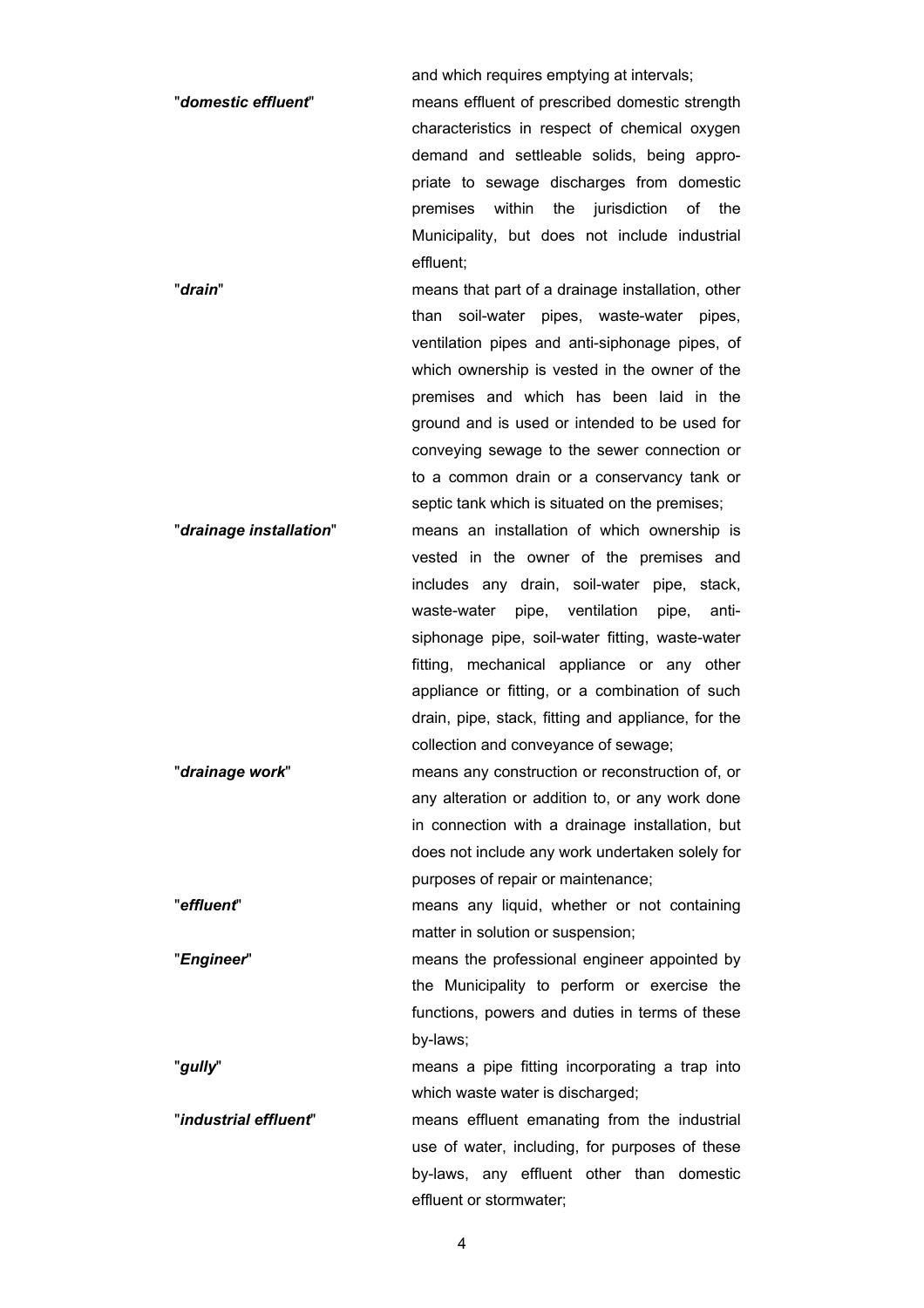and which requires emptying at intervals;

"***domestic effluent***" means effluent of prescribed domestic strength characteristics in respect of chemical oxygen demand and settleable solids, being appropriate to sewage discharges from domestic premises within the jurisdiction of the Municipality, but does not include industrial effluent;

"***drain***" means that part of a drainage installation, other than soil-water pipes, waste-water pipes, ventilation pipes and anti-siphonage pipes, of which ownership is vested in the owner of the premises and which has been laid in the ground and is used or intended to be used for conveying sewage to the sewer connection or to a common drain or a conservancy tank or septic tank which is situated on the premises;

"***drainage installation***" means an installation of which ownership is vested in the owner of the premises and includes any drain, soil-water pipe, stack, waste-water pipe, ventilation pipe, anti-siphonage pipe, soil-water fitting, waste-water fitting, mechanical appliance or any other appliance or fitting, or a combination of such drain, pipe, stack, fitting and appliance, for the collection and conveyance of sewage;

"***drainage work***" means any construction or reconstruction of, or any alteration or addition to, or any work done in connection with a drainage installation, but does not include any work undertaken solely for purposes of repair or maintenance;

"***effluent***" means any liquid, whether or not containing matter in solution or suspension;

"***Engineer***" means the professional engineer appointed by the Municipality to perform or exercise the functions, powers and duties in terms of these by-laws;

"***gully***" means a pipe fitting incorporating a trap into which waste water is discharged;

"***industrial effluent***" means effluent emanating from the industrial use of water, including, for purposes of these by-laws, any effluent other than domestic effluent or stormwater;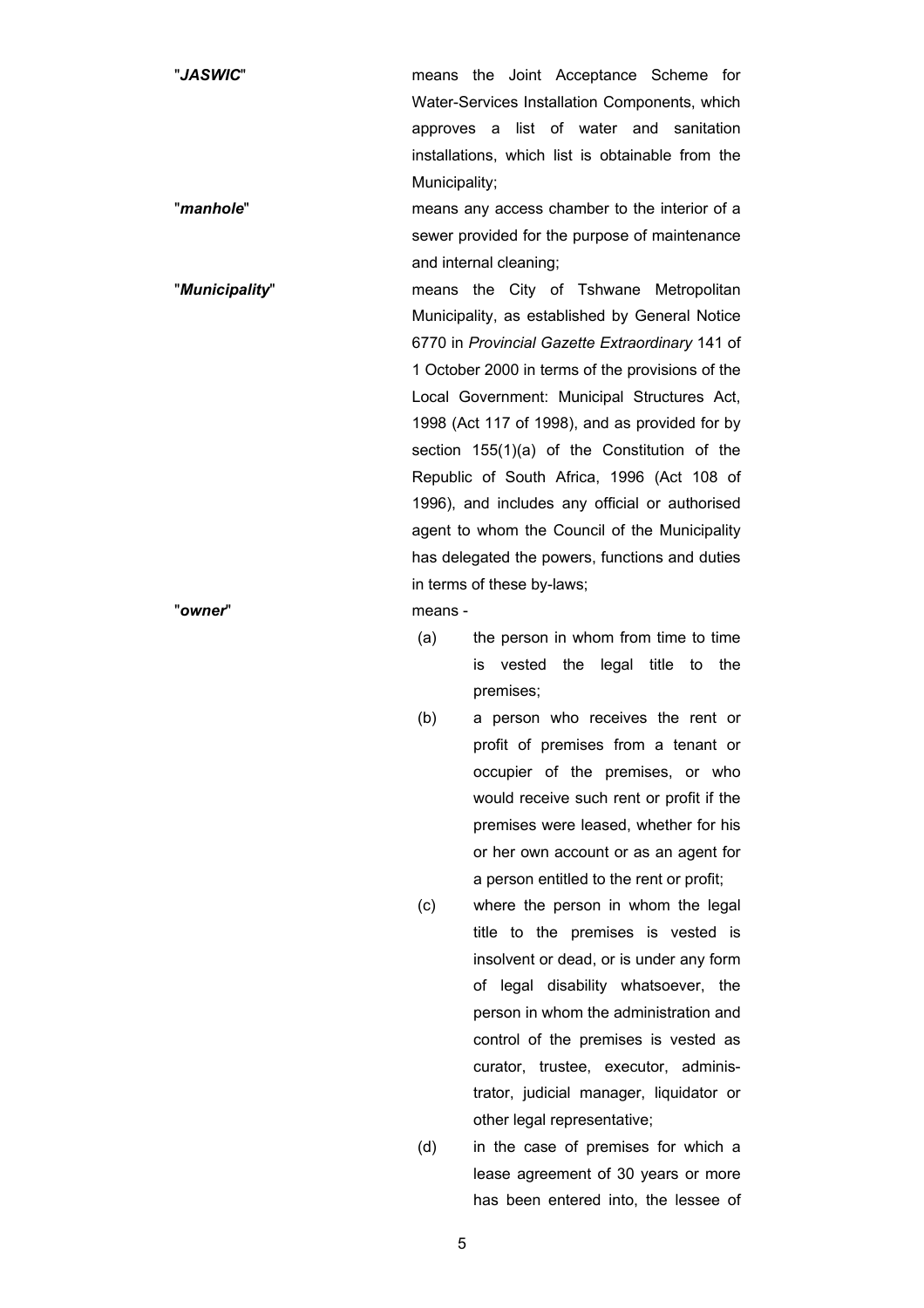"***JASWIC***" means the Joint Acceptance Scheme for Water-Services Installation Components, which approves a list of water and sanitation installations, which list is obtainable from the Municipality;

"***manhole***" means any access chamber to the interior of a sewer provided for the purpose of maintenance and internal cleaning;

"***Municipality***" means the City of Tshwane Metropolitan Municipality, as established by General Notice 6770 in *Provincial Gazette Extraordinary* 141 of 1 October 2000 in terms of the provisions of the Local Government: Municipal Structures Act, 1998 (Act 117 of 1998), and as provided for by section 155(1)(a) of the Constitution of the Republic of South Africa, 1996 (Act 108 of 1996), and includes any official or authorised agent to whom the Council of the Municipality has delegated the powers, functions and duties in terms of these by-laws;

"***owner***" means -

(a) the person in whom from time to time is vested the legal title to the premises;

(b) a person who receives the rent or profit of premises from a tenant or occupier of the premises, or who would receive such rent or profit if the premises were leased, whether for his or her own account or as an agent for a person entitled to the rent or profit;

(c) where the person in whom the legal title to the premises is vested is insolvent or dead, or is under any form of legal disability whatsoever, the person in whom the administration and control of the premises is vested as curator, trustee, executor, administrator, judicial manager, liquidator or other legal representative;

(d) in the case of premises for which a lease agreement of 30 years or more has been entered into, the lessee of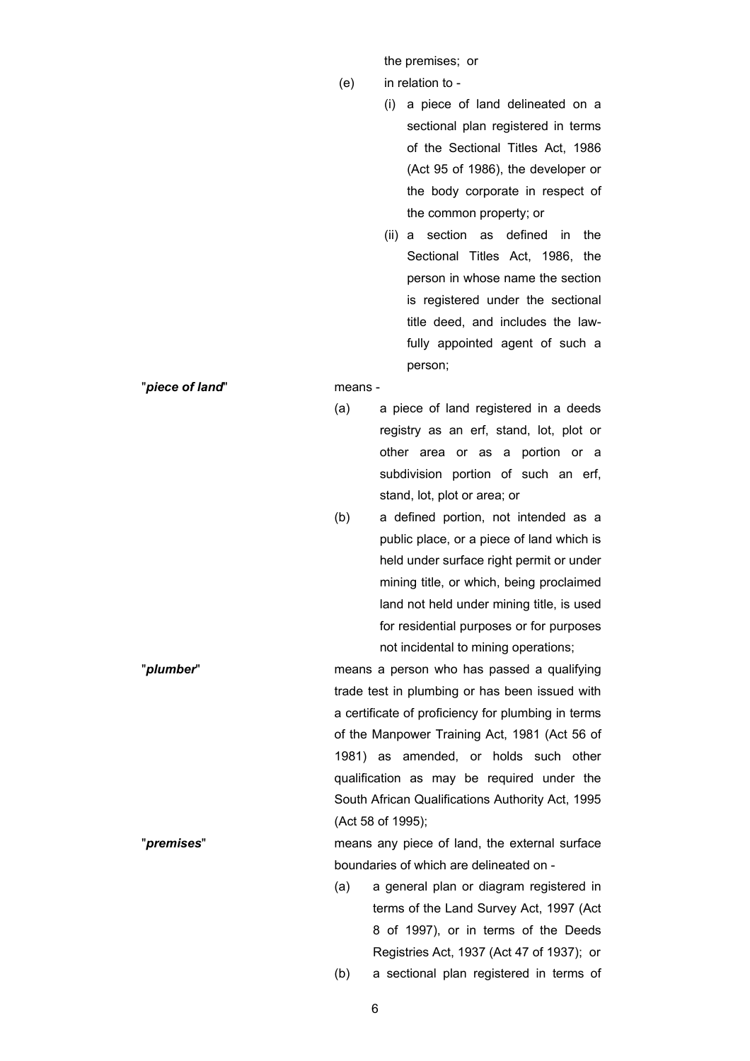the premises; or

(e) in relation to -

(i) a piece of land delineated on a sectional plan registered in terms of the Sectional Titles Act, 1986 (Act 95 of 1986), the developer or the body corporate in respect of the common property; or

(ii) a section as defined in the Sectional Titles Act, 1986, the person in whose name the section is registered under the sectional title deed, and includes the lawfully appointed agent of such a person;

"***piece of land***" means -

(a) a piece of land registered in a deeds registry as an erf, stand, lot, plot or other area or as a portion or a subdivision portion of such an erf, stand, lot, plot or area; or

(b) a defined portion, not intended as a public place, or a piece of land which is held under surface right permit or under mining title, or which, being proclaimed land not held under mining title, is used for residential purposes or for purposes not incidental to mining operations;

"***plumber***" means a person who has passed a qualifying trade test in plumbing or has been issued with a certificate of proficiency for plumbing in terms of the Manpower Training Act, 1981 (Act 56 of 1981) as amended, or holds such other qualification as may be required under the South African Qualifications Authority Act, 1995 (Act 58 of 1995);

"***premises***" means any piece of land, the external surface boundaries of which are delineated on -

(a) a general plan or diagram registered in terms of the Land Survey Act, 1997 (Act 8 of 1997), or in terms of the Deeds Registries Act, 1937 (Act 47 of 1937); or

(b) a sectional plan registered in terms of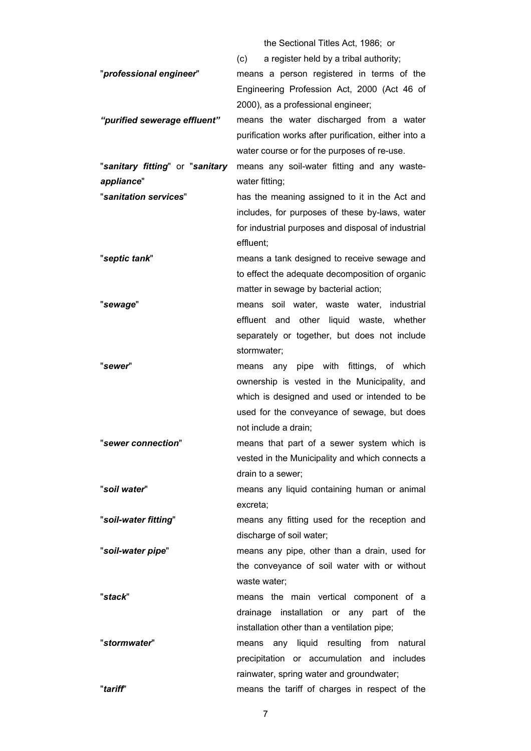the Sectional Titles Act, 1986; or

(c) a register held by a tribal authority;

"***professional engineer***" means a person registered in terms of the Engineering Profession Act, 2000 (Act 46 of 2000), as a professional engineer;

***"purified sewerage effluent"*** means the water discharged from a water purification works after purification, either into a water course or for the purposes of re-use.

"***sanitary fitting***" or "***sanitary appliance***" means any soil-water fitting and any waste-water fitting;

"***sanitation services***" has the meaning assigned to it in the Act and includes, for purposes of these by-laws, water for industrial purposes and disposal of industrial effluent;

"***septic tank***" means a tank designed to receive sewage and to effect the adequate decomposition of organic matter in sewage by bacterial action;

"***sewage***" means soil water, waste water, industrial effluent and other liquid waste, whether separately or together, but does not include stormwater;

"***sewer***" means any pipe with fittings, of which ownership is vested in the Municipality, and which is designed and used or intended to be used for the conveyance of sewage, but does not include a drain;

"***sewer connection***" means that part of a sewer system which is vested in the Municipality and which connects a drain to a sewer;

"***soil water***" means any liquid containing human or animal excreta;

"***soil-water fitting***" means any fitting used for the reception and discharge of soil water;

"***soil-water pipe***" means any pipe, other than a drain, used for the conveyance of soil water with or without waste water;

"***stack***" means the main vertical component of a drainage installation or any part of the installation other than a ventilation pipe;

"***stormwater***" means any liquid resulting from natural precipitation or accumulation and includes rainwater, spring water and groundwater;

"***tariff***" means the tariff of charges in respect of the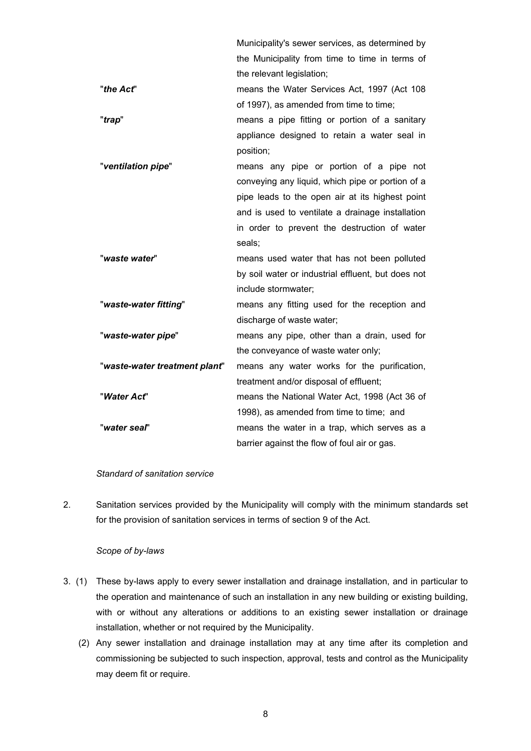| | |
|---|---|
| | Municipality's sewer services, as determined by the Municipality from time to time in terms of the relevant legislation; |
| "***the Act***" | means the Water Services Act, 1997 (Act 108 of 1997), as amended from time to time; |
| "***trap***" | means a pipe fitting or portion of a sanitary appliance designed to retain a water seal in position; |
| "***ventilation pipe***" | means any pipe or portion of a pipe not conveying any liquid, which pipe or portion of a pipe leads to the open air at its highest point and is used to ventilate a drainage installation in order to prevent the destruction of water seals; |
| "***waste water***" | means used water that has not been polluted by soil water or industrial effluent, but does not include stormwater; |
| "***waste-water fitting***" | means any fitting used for the reception and discharge of waste water; |
| "***waste-water pipe***" | means any pipe, other than a drain, used for the conveyance of waste water only; |
| "***waste-water treatment plant***" | means any water works for the purification, treatment and/or disposal of effluent; |
| "***Water Act***" | means the National Water Act, 1998 (Act 36 of 1998), as amended from time to time; and |
| "***water seal***" | means the water in a trap, which serves as a barrier against the flow of foul air or gas. |

*Standard of sanitation service*

2. Sanitation services provided by the Municipality will comply with the minimum standards set for the provision of sanitation services in terms of section 9 of the Act.

*Scope of by-laws*

3. (1) These by-laws apply to every sewer installation and drainage installation, and in particular to the operation and maintenance of such an installation in any new building or existing building, with or without any alterations or additions to an existing sewer installation or drainage installation, whether or not required by the Municipality.

(2) Any sewer installation and drainage installation may at any time after its completion and commissioning be subjected to such inspection, approval, tests and control as the Municipality may deem fit or require.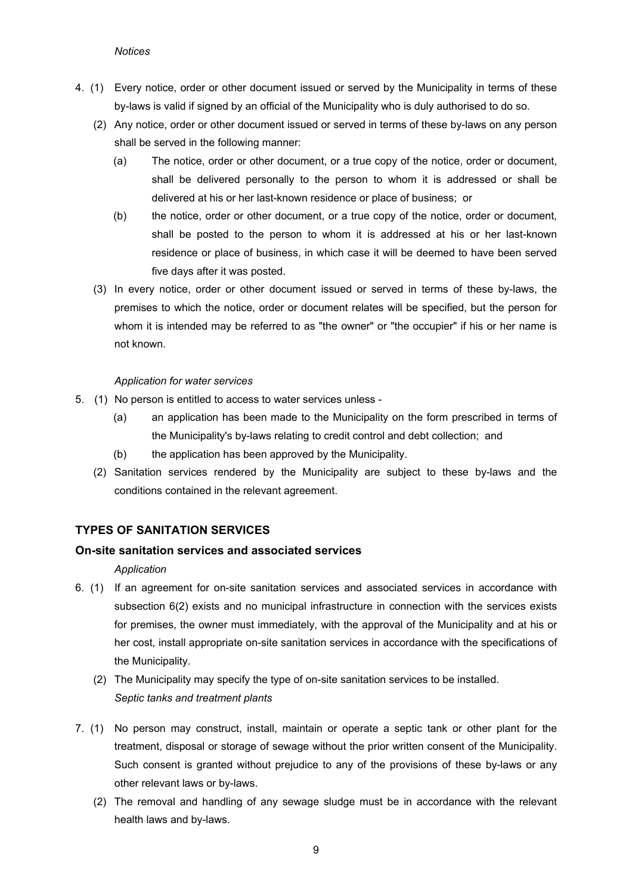*Notices*

4. (1) Every notice, order or other document issued or served by the Municipality in terms of these by-laws is valid if signed by an official of the Municipality who is duly authorised to do so.

   (2) Any notice, order or other document issued or served in terms of these by-laws on any person shall be served in the following manner:

   (a) The notice, order or other document, or a true copy of the notice, order or document, shall be delivered personally to the person to whom it is addressed or shall be delivered at his or her last-known residence or place of business; or

   (b) the notice, order or other document, or a true copy of the notice, order or document, shall be posted to the person to whom it is addressed at his or her last-known residence or place of business, in which case it will be deemed to have been served five days after it was posted.

   (3) In every notice, order or other document issued or served in terms of these by-laws, the premises to which the notice, order or document relates will be specified, but the person for whom it is intended may be referred to as "the owner" or "the occupier" if his or her name is not known.

*Application for water services*

5. (1) No person is entitled to access to water services unless -

   (a) an application has been made to the Municipality on the form prescribed in terms of the Municipality's by-laws relating to credit control and debt collection; and

   (b) the application has been approved by the Municipality.

   (2) Sanitation services rendered by the Municipality are subject to these by-laws and the conditions contained in the relevant agreement.

## TYPES OF SANITATION SERVICES

### On-site sanitation services and associated services

*Application*

6. (1) If an agreement for on-site sanitation services and associated services in accordance with subsection 6(2) exists and no municipal infrastructure in connection with the services exists for premises, the owner must immediately, with the approval of the Municipality and at his or her cost, install appropriate on-site sanitation services in accordance with the specifications of the Municipality.

   (2) The Municipality may specify the type of on-site sanitation services to be installed.

*Septic tanks and treatment plants*

7. (1) No person may construct, install, maintain or operate a septic tank or other plant for the treatment, disposal or storage of sewage without the prior written consent of the Municipality. Such consent is granted without prejudice to any of the provisions of these by-laws or any other relevant laws or by-laws.

   (2) The removal and handling of any sewage sludge must be in accordance with the relevant health laws and by-laws.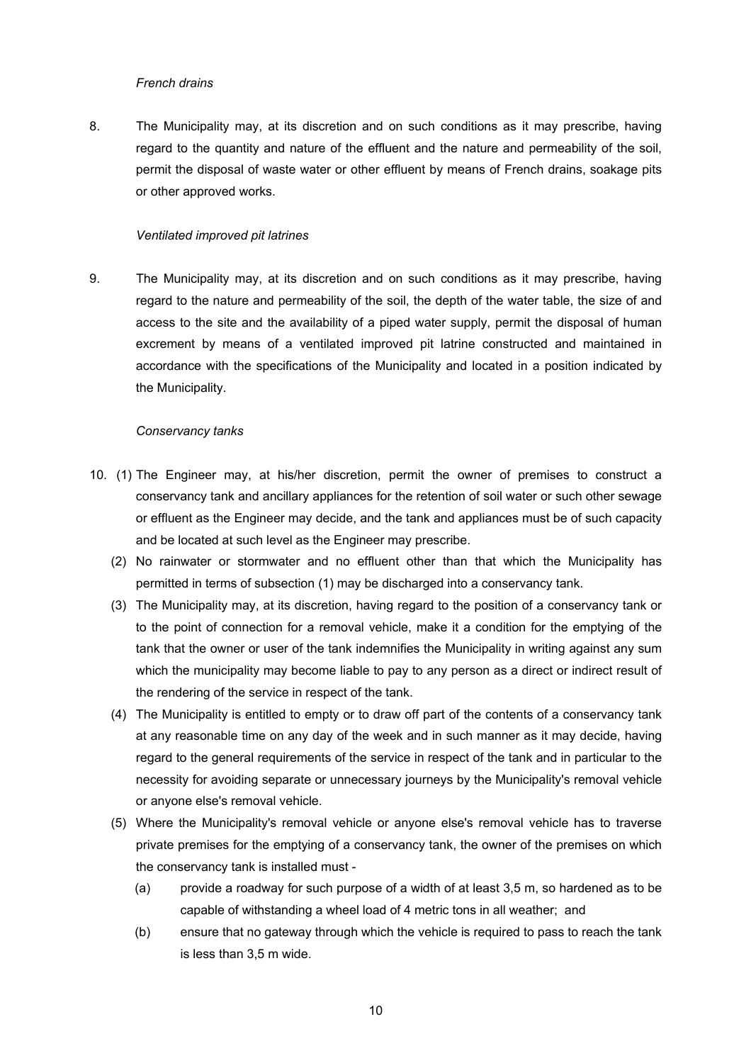*French drains*

8. The Municipality may, at its discretion and on such conditions as it may prescribe, having regard to the quantity and nature of the effluent and the nature and permeability of the soil, permit the disposal of waste water or other effluent by means of French drains, soakage pits or other approved works.

*Ventilated improved pit latrines*

9. The Municipality may, at its discretion and on such conditions as it may prescribe, having regard to the nature and permeability of the soil, the depth of the water table, the size of and access to the site and the availability of a piped water supply, permit the disposal of human excrement by means of a ventilated improved pit latrine constructed and maintained in accordance with the specifications of the Municipality and located in a position indicated by the Municipality.

*Conservancy tanks*

10. (1) The Engineer may, at his/her discretion, permit the owner of premises to construct a conservancy tank and ancillary appliances for the retention of soil water or such other sewage or effluent as the Engineer may decide, and the tank and appliances must be of such capacity and be located at such level as the Engineer may prescribe.

(2) No rainwater or stormwater and no effluent other than that which the Municipality has permitted in terms of subsection (1) may be discharged into a conservancy tank.

(3) The Municipality may, at its discretion, having regard to the position of a conservancy tank or to the point of connection for a removal vehicle, make it a condition for the emptying of the tank that the owner or user of the tank indemnifies the Municipality in writing against any sum which the municipality may become liable to pay to any person as a direct or indirect result of the rendering of the service in respect of the tank.

(4) The Municipality is entitled to empty or to draw off part of the contents of a conservancy tank at any reasonable time on any day of the week and in such manner as it may decide, having regard to the general requirements of the service in respect of the tank and in particular to the necessity for avoiding separate or unnecessary journeys by the Municipality's removal vehicle or anyone else's removal vehicle.

(5) Where the Municipality's removal vehicle or anyone else's removal vehicle has to traverse private premises for the emptying of a conservancy tank, the owner of the premises on which the conservancy tank is installed must -

(a) provide a roadway for such purpose of a width of at least 3,5 m, so hardened as to be capable of withstanding a wheel load of 4 metric tons in all weather; and

(b) ensure that no gateway through which the vehicle is required to pass to reach the tank is less than 3,5 m wide.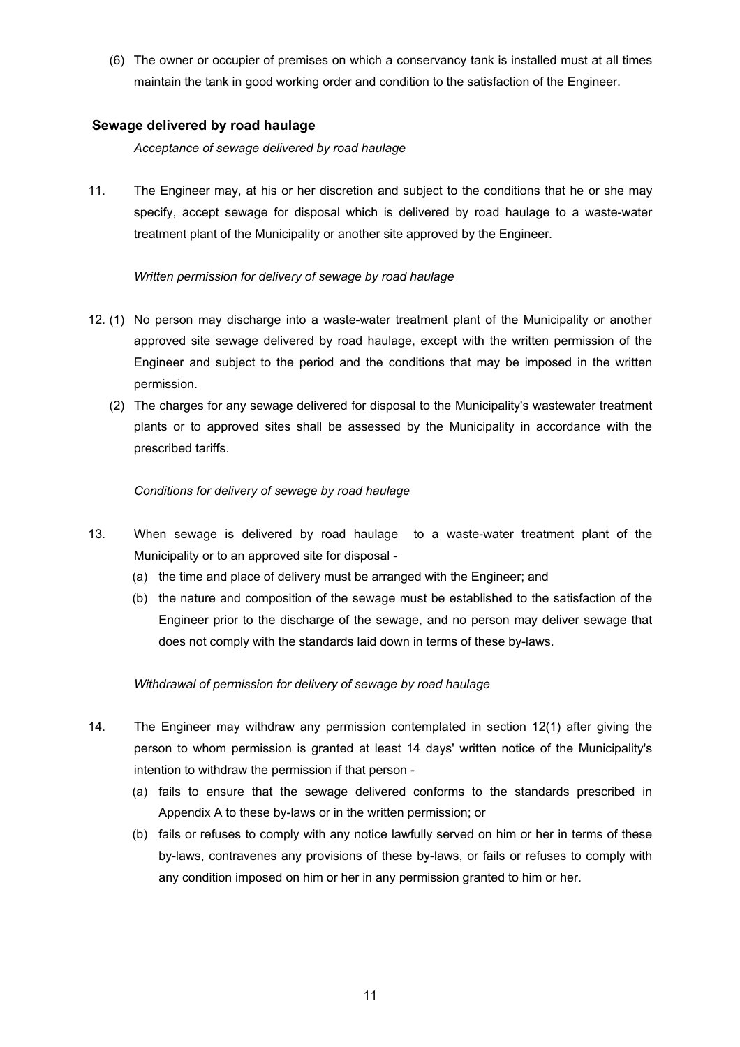(6) The owner or occupier of premises on which a conservancy tank is installed must at all times maintain the tank in good working order and condition to the satisfaction of the Engineer.

### Sewage delivered by road haulage

*Acceptance of sewage delivered by road haulage*

11. The Engineer may, at his or her discretion and subject to the conditions that he or she may specify, accept sewage for disposal which is delivered by road haulage to a waste-water treatment plant of the Municipality or another site approved by the Engineer.

*Written permission for delivery of sewage by road haulage*

12. (1) No person may discharge into a waste-water treatment plant of the Municipality or another approved site sewage delivered by road haulage, except with the written permission of the Engineer and subject to the period and the conditions that may be imposed in the written permission.

(2) The charges for any sewage delivered for disposal to the Municipality's wastewater treatment plants or to approved sites shall be assessed by the Municipality in accordance with the prescribed tariffs.

*Conditions for delivery of sewage by road haulage*

13. When sewage is delivered by road haulage to a waste-water treatment plant of the Municipality or to an approved site for disposal -

(a) the time and place of delivery must be arranged with the Engineer; and

(b) the nature and composition of the sewage must be established to the satisfaction of the Engineer prior to the discharge of the sewage, and no person may deliver sewage that does not comply with the standards laid down in terms of these by-laws.

*Withdrawal of permission for delivery of sewage by road haulage*

14. The Engineer may withdraw any permission contemplated in section 12(1) after giving the person to whom permission is granted at least 14 days' written notice of the Municipality's intention to withdraw the permission if that person -

(a) fails to ensure that the sewage delivered conforms to the standards prescribed in Appendix A to these by-laws or in the written permission; or

(b) fails or refuses to comply with any notice lawfully served on him or her in terms of these by-laws, contravenes any provisions of these by-laws, or fails or refuses to comply with any condition imposed on him or her in any permission granted to him or her.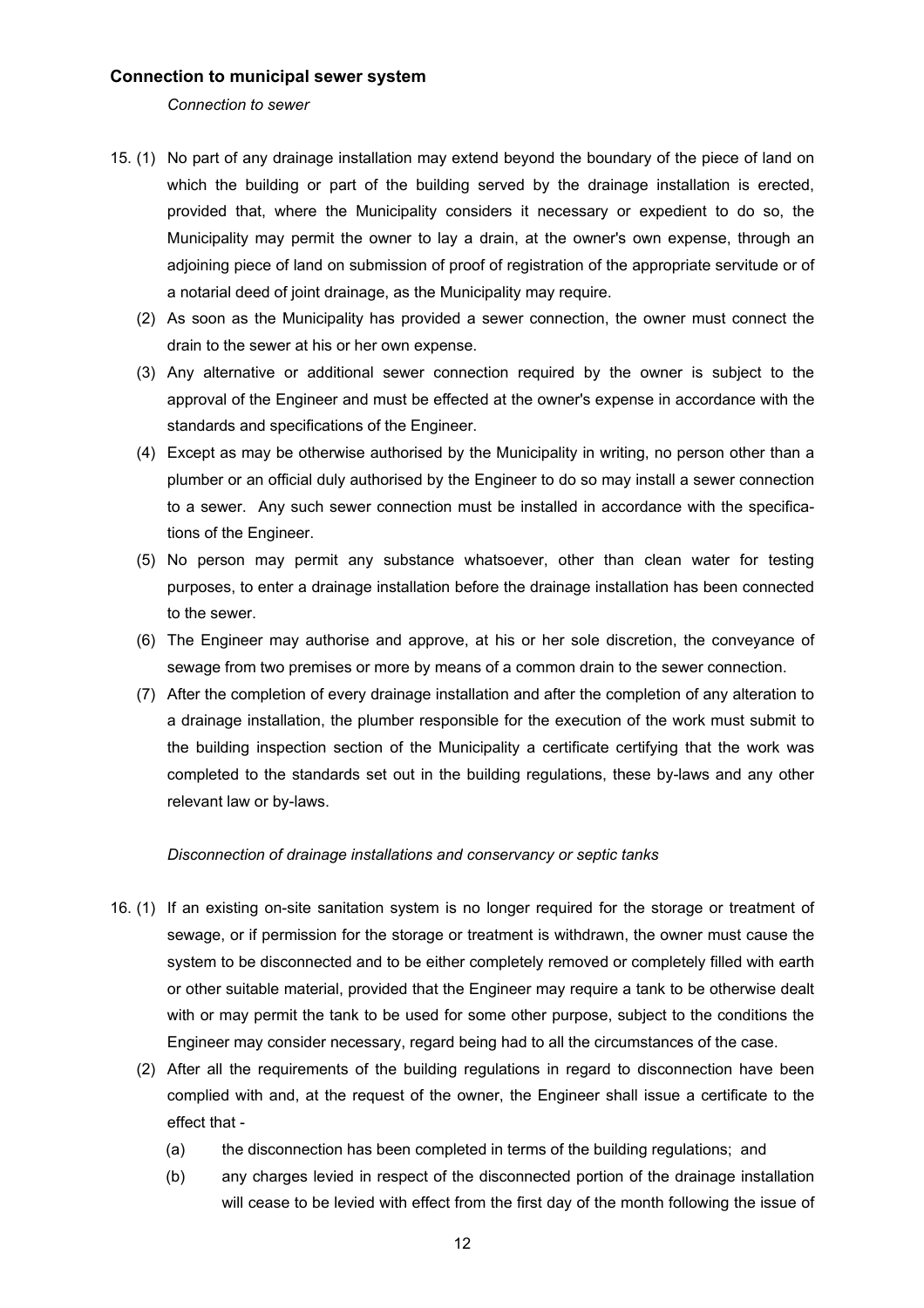### Connection to municipal sewer system

*Connection to sewer*

15. (1) No part of any drainage installation may extend beyond the boundary of the piece of land on which the building or part of the building served by the drainage installation is erected, provided that, where the Municipality considers it necessary or expedient to do so, the Municipality may permit the owner to lay a drain, at the owner's own expense, through an adjoining piece of land on submission of proof of registration of the appropriate servitude or of a notarial deed of joint drainage, as the Municipality may require.

(2) As soon as the Municipality has provided a sewer connection, the owner must connect the drain to the sewer at his or her own expense.

(3) Any alternative or additional sewer connection required by the owner is subject to the approval of the Engineer and must be effected at the owner's expense in accordance with the standards and specifications of the Engineer.

(4) Except as may be otherwise authorised by the Municipality in writing, no person other than a plumber or an official duly authorised by the Engineer to do so may install a sewer connection to a sewer. Any such sewer connection must be installed in accordance with the specifications of the Engineer.

(5) No person may permit any substance whatsoever, other than clean water for testing purposes, to enter a drainage installation before the drainage installation has been connected to the sewer.

(6) The Engineer may authorise and approve, at his or her sole discretion, the conveyance of sewage from two premises or more by means of a common drain to the sewer connection.

(7) After the completion of every drainage installation and after the completion of any alteration to a drainage installation, the plumber responsible for the execution of the work must submit to the building inspection section of the Municipality a certificate certifying that the work was completed to the standards set out in the building regulations, these by-laws and any other relevant law or by-laws.

*Disconnection of drainage installations and conservancy or septic tanks*

16. (1) If an existing on-site sanitation system is no longer required for the storage or treatment of sewage, or if permission for the storage or treatment is withdrawn, the owner must cause the system to be disconnected and to be either completely removed or completely filled with earth or other suitable material, provided that the Engineer may require a tank to be otherwise dealt with or may permit the tank to be used for some other purpose, subject to the conditions the Engineer may consider necessary, regard being had to all the circumstances of the case.

(2) After all the requirements of the building regulations in regard to disconnection have been complied with and, at the request of the owner, the Engineer shall issue a certificate to the effect that -

(a) the disconnection has been completed in terms of the building regulations; and

(b) any charges levied in respect of the disconnected portion of the drainage installation will cease to be levied with effect from the first day of the month following the issue of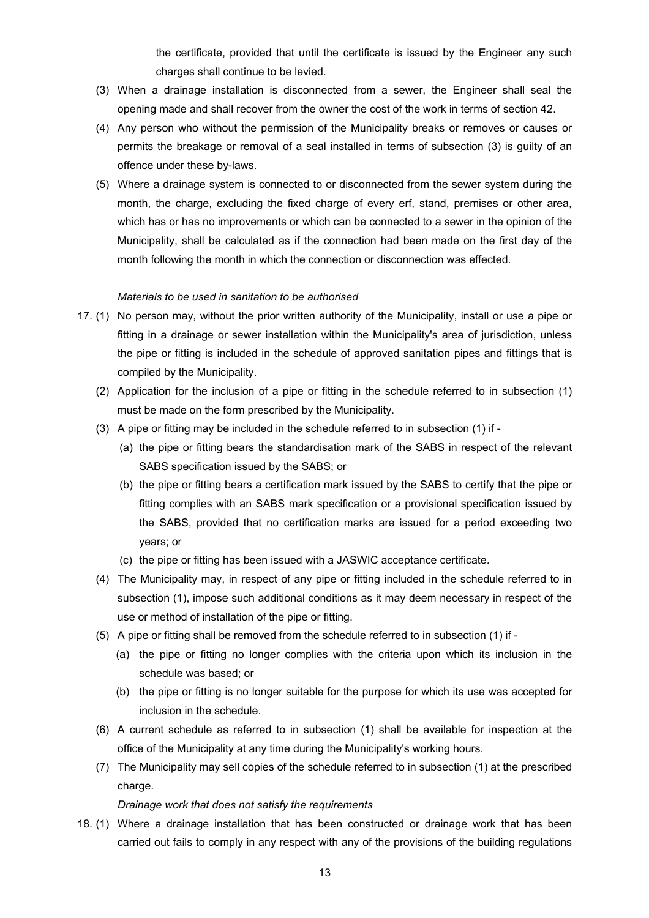the certificate, provided that until the certificate is issued by the Engineer any such charges shall continue to be levied.

(3) When a drainage installation is disconnected from a sewer, the Engineer shall seal the opening made and shall recover from the owner the cost of the work in terms of section 42.

(4) Any person who without the permission of the Municipality breaks or removes or causes or permits the breakage or removal of a seal installed in terms of subsection (3) is guilty of an offence under these by-laws.

(5) Where a drainage system is connected to or disconnected from the sewer system during the month, the charge, excluding the fixed charge of every erf, stand, premises or other area, which has or has no improvements or which can be connected to a sewer in the opinion of the Municipality, shall be calculated as if the connection had been made on the first day of the month following the month in which the connection or disconnection was effected.

*Materials to be used in sanitation to be authorised*

17. (1) No person may, without the prior written authority of the Municipality, install or use a pipe or fitting in a drainage or sewer installation within the Municipality's area of jurisdiction, unless the pipe or fitting is included in the schedule of approved sanitation pipes and fittings that is compiled by the Municipality.

(2) Application for the inclusion of a pipe or fitting in the schedule referred to in subsection (1) must be made on the form prescribed by the Municipality.

(3) A pipe or fitting may be included in the schedule referred to in subsection (1) if -

(a) the pipe or fitting bears the standardisation mark of the SABS in respect of the relevant SABS specification issued by the SABS; or

(b) the pipe or fitting bears a certification mark issued by the SABS to certify that the pipe or fitting complies with an SABS mark specification or a provisional specification issued by the SABS, provided that no certification marks are issued for a period exceeding two years; or

(c) the pipe or fitting has been issued with a JASWIC acceptance certificate.

(4) The Municipality may, in respect of any pipe or fitting included in the schedule referred to in subsection (1), impose such additional conditions as it may deem necessary in respect of the use or method of installation of the pipe or fitting.

(5) A pipe or fitting shall be removed from the schedule referred to in subsection (1) if -

(a) the pipe or fitting no longer complies with the criteria upon which its inclusion in the schedule was based; or

(b) the pipe or fitting is no longer suitable for the purpose for which its use was accepted for inclusion in the schedule.

(6) A current schedule as referred to in subsection (1) shall be available for inspection at the office of the Municipality at any time during the Municipality's working hours.

(7) The Municipality may sell copies of the schedule referred to in subsection (1) at the prescribed charge.

*Drainage work that does not satisfy the requirements*

18. (1) Where a drainage installation that has been constructed or drainage work that has been carried out fails to comply in any respect with any of the provisions of the building regulations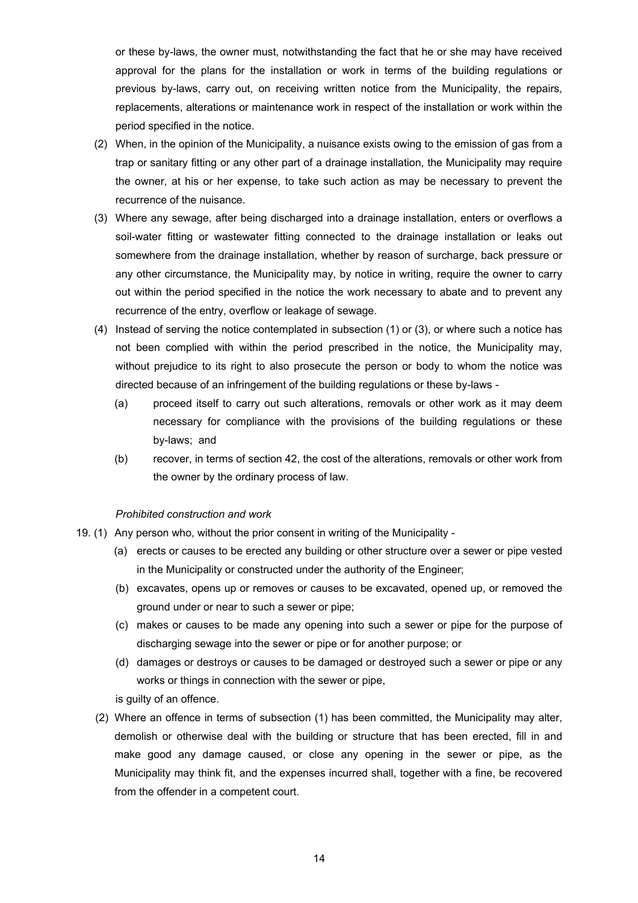or these by-laws, the owner must, notwithstanding the fact that he or she may have received approval for the plans for the installation or work in terms of the building regulations or previous by-laws, carry out, on receiving written notice from the Municipality, the repairs, replacements, alterations or maintenance work in respect of the installation or work within the period specified in the notice.

(2) When, in the opinion of the Municipality, a nuisance exists owing to the emission of gas from a trap or sanitary fitting or any other part of a drainage installation, the Municipality may require the owner, at his or her expense, to take such action as may be necessary to prevent the recurrence of the nuisance.

(3) Where any sewage, after being discharged into a drainage installation, enters or overflows a soil-water fitting or wastewater fitting connected to the drainage installation or leaks out somewhere from the drainage installation, whether by reason of surcharge, back pressure or any other circumstance, the Municipality may, by notice in writing, require the owner to carry out within the period specified in the notice the work necessary to abate and to prevent any recurrence of the entry, overflow or leakage of sewage.

(4) Instead of serving the notice contemplated in subsection (1) or (3), or where such a notice has not been complied with within the period prescribed in the notice, the Municipality may, without prejudice to its right to also prosecute the person or body to whom the notice was directed because of an infringement of the building regulations or these by-laws -

(a) proceed itself to carry out such alterations, removals or other work as it may deem necessary for compliance with the provisions of the building regulations or these by-laws; and

(b) recover, in terms of section 42, the cost of the alterations, removals or other work from the owner by the ordinary process of law.

*Prohibited construction and work*

19. (1) Any person who, without the prior consent in writing of the Municipality -

(a) erects or causes to be erected any building or other structure over a sewer or pipe vested in the Municipality or constructed under the authority of the Engineer;

(b) excavates, opens up or removes or causes to be excavated, opened up, or removed the ground under or near to such a sewer or pipe;

(c) makes or causes to be made any opening into such a sewer or pipe for the purpose of discharging sewage into the sewer or pipe or for another purpose; or

(d) damages or destroys or causes to be damaged or destroyed such a sewer or pipe or any works or things in connection with the sewer or pipe,

is guilty of an offence.

(2) Where an offence in terms of subsection (1) has been committed, the Municipality may alter, demolish or otherwise deal with the building or structure that has been erected, fill in and make good any damage caused, or close any opening in the sewer or pipe, as the Municipality may think fit, and the expenses incurred shall, together with a fine, be recovered from the offender in a competent court.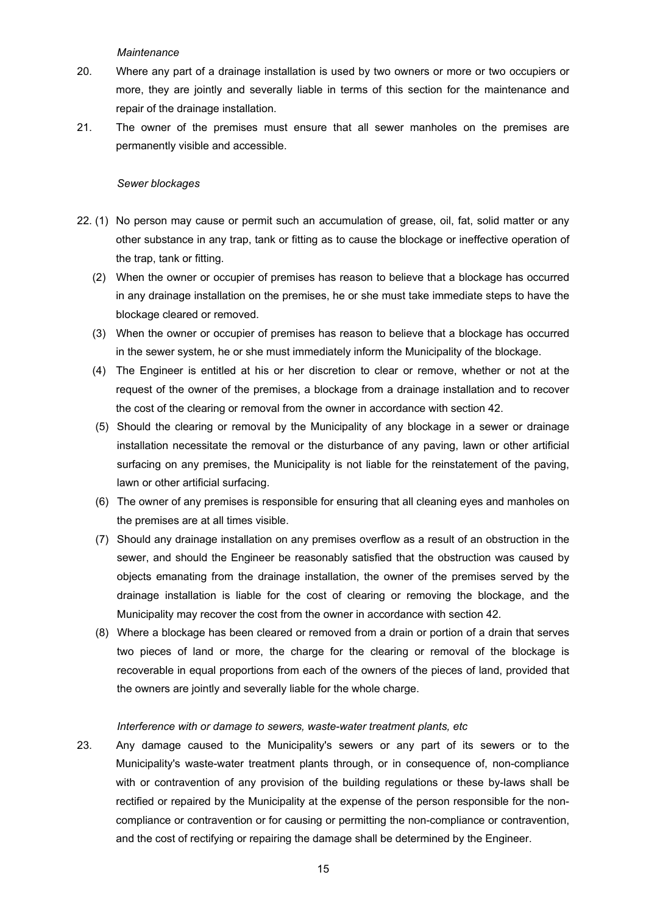*Maintenance*

20. Where any part of a drainage installation is used by two owners or more or two occupiers or more, they are jointly and severally liable in terms of this section for the maintenance and repair of the drainage installation.

21. The owner of the premises must ensure that all sewer manholes on the premises are permanently visible and accessible.

*Sewer blockages*

22. (1) No person may cause or permit such an accumulation of grease, oil, fat, solid matter or any other substance in any trap, tank or fitting as to cause the blockage or ineffective operation of the trap, tank or fitting.

(2) When the owner or occupier of premises has reason to believe that a blockage has occurred in any drainage installation on the premises, he or she must take immediate steps to have the blockage cleared or removed.

(3) When the owner or occupier of premises has reason to believe that a blockage has occurred in the sewer system, he or she must immediately inform the Municipality of the blockage.

(4) The Engineer is entitled at his or her discretion to clear or remove, whether or not at the request of the owner of the premises, a blockage from a drainage installation and to recover the cost of the clearing or removal from the owner in accordance with section 42.

(5) Should the clearing or removal by the Municipality of any blockage in a sewer or drainage installation necessitate the removal or the disturbance of any paving, lawn or other artificial surfacing on any premises, the Municipality is not liable for the reinstatement of the paving, lawn or other artificial surfacing.

(6) The owner of any premises is responsible for ensuring that all cleaning eyes and manholes on the premises are at all times visible.

(7) Should any drainage installation on any premises overflow as a result of an obstruction in the sewer, and should the Engineer be reasonably satisfied that the obstruction was caused by objects emanating from the drainage installation, the owner of the premises served by the drainage installation is liable for the cost of clearing or removing the blockage, and the Municipality may recover the cost from the owner in accordance with section 42.

(8) Where a blockage has been cleared or removed from a drain or portion of a drain that serves two pieces of land or more, the charge for the clearing or removal of the blockage is recoverable in equal proportions from each of the owners of the pieces of land, provided that the owners are jointly and severally liable for the whole charge.

*Interference with or damage to sewers, waste-water treatment plants, etc*

23. Any damage caused to the Municipality's sewers or any part of its sewers or to the Municipality's waste-water treatment plants through, or in consequence of, non-compliance with or contravention of any provision of the building regulations or these by-laws shall be rectified or repaired by the Municipality at the expense of the person responsible for the non-compliance or contravention or for causing or permitting the non-compliance or contravention, and the cost of rectifying or repairing the damage shall be determined by the Engineer.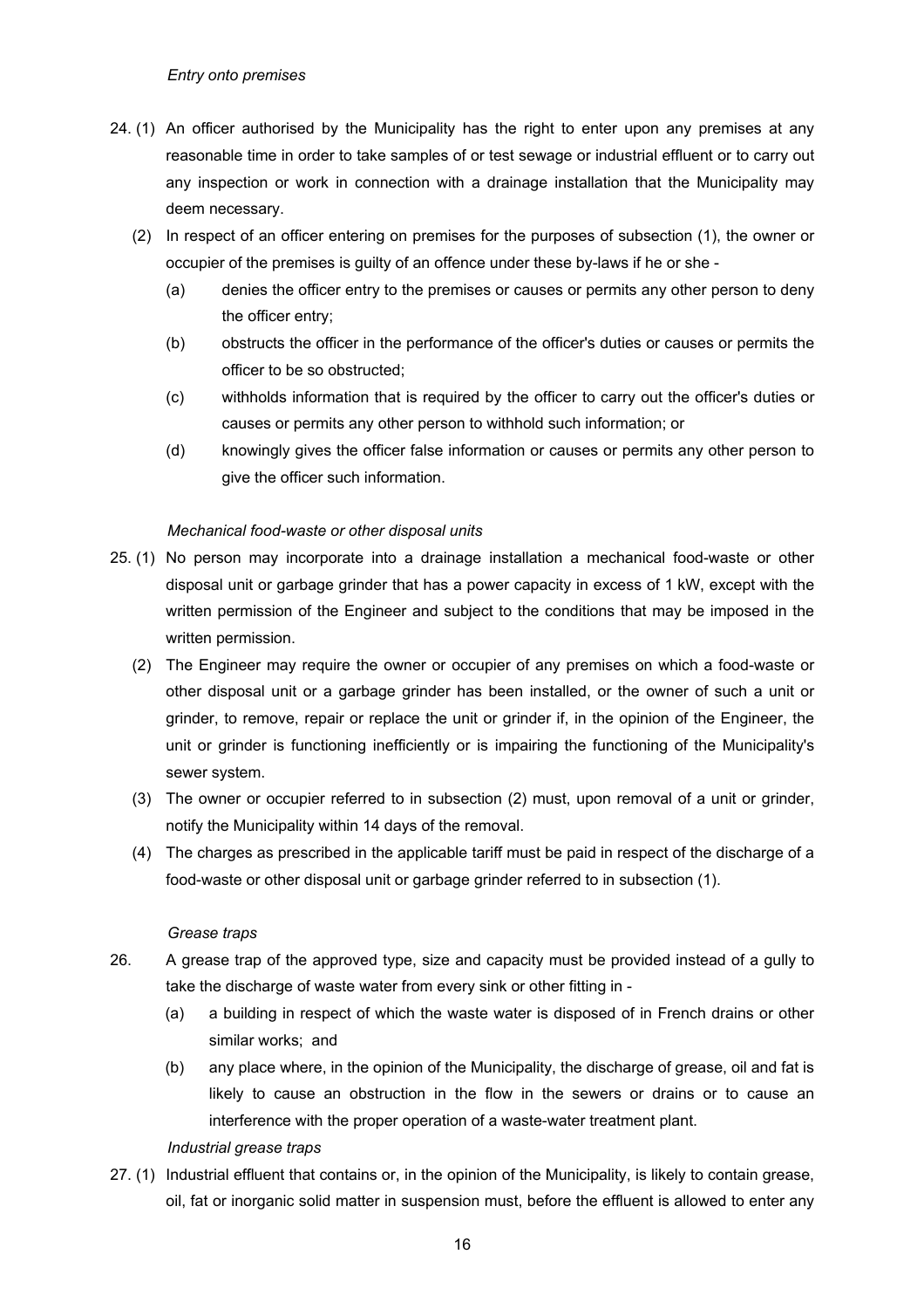*Entry onto premises*

24. (1) An officer authorised by the Municipality has the right to enter upon any premises at any reasonable time in order to take samples of or test sewage or industrial effluent or to carry out any inspection or work in connection with a drainage installation that the Municipality may deem necessary.

 (2) In respect of an officer entering on premises for the purposes of subsection (1), the owner or occupier of the premises is guilty of an offence under these by-laws if he or she -

  (a) denies the officer entry to the premises or causes or permits any other person to deny the officer entry;

  (b) obstructs the officer in the performance of the officer's duties or causes or permits the officer to be so obstructed;

  (c) withholds information that is required by the officer to carry out the officer's duties or causes or permits any other person to withhold such information; or

  (d) knowingly gives the officer false information or causes or permits any other person to give the officer such information.

*Mechanical food-waste or other disposal units*

25. (1) No person may incorporate into a drainage installation a mechanical food-waste or other disposal unit or garbage grinder that has a power capacity in excess of 1 kW, except with the written permission of the Engineer and subject to the conditions that may be imposed in the written permission.

 (2) The Engineer may require the owner or occupier of any premises on which a food-waste or other disposal unit or a garbage grinder has been installed, or the owner of such a unit or grinder, to remove, repair or replace the unit or grinder if, in the opinion of the Engineer, the unit or grinder is functioning inefficiently or is impairing the functioning of the Municipality's sewer system.

 (3) The owner or occupier referred to in subsection (2) must, upon removal of a unit or grinder, notify the Municipality within 14 days of the removal.

 (4) The charges as prescribed in the applicable tariff must be paid in respect of the discharge of a food-waste or other disposal unit or garbage grinder referred to in subsection (1).

*Grease traps*

26. A grease trap of the approved type, size and capacity must be provided instead of a gully to take the discharge of waste water from every sink or other fitting in -

  (a) a building in respect of which the waste water is disposed of in French drains or other similar works; and

  (b) any place where, in the opinion of the Municipality, the discharge of grease, oil and fat is likely to cause an obstruction in the flow in the sewers or drains or to cause an interference with the proper operation of a waste-water treatment plant.

*Industrial grease traps*

27. (1) Industrial effluent that contains or, in the opinion of the Municipality, is likely to contain grease, oil, fat or inorganic solid matter in suspension must, before the effluent is allowed to enter any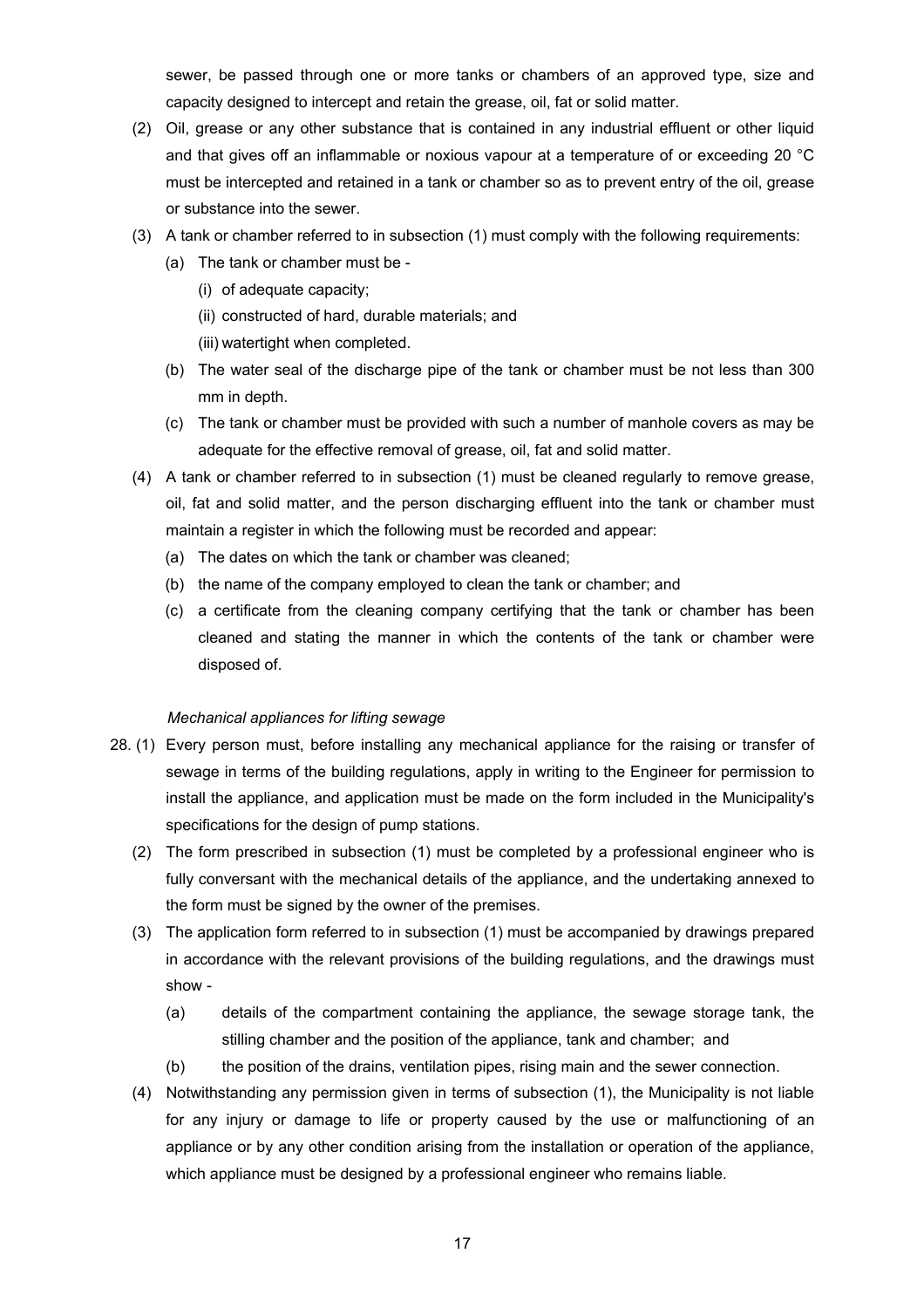sewer, be passed through one or more tanks or chambers of an approved type, size and capacity designed to intercept and retain the grease, oil, fat or solid matter.

(2) Oil, grease or any other substance that is contained in any industrial effluent or other liquid and that gives off an inflammable or noxious vapour at a temperature of or exceeding 20 °C must be intercepted and retained in a tank or chamber so as to prevent entry of the oil, grease or substance into the sewer.

(3) A tank or chamber referred to in subsection (1) must comply with the following requirements:

(a) The tank or chamber must be -

(i) of adequate capacity;

(ii) constructed of hard, durable materials; and

(iii) watertight when completed.

(b) The water seal of the discharge pipe of the tank or chamber must be not less than 300 mm in depth.

(c) The tank or chamber must be provided with such a number of manhole covers as may be adequate for the effective removal of grease, oil, fat and solid matter.

(4) A tank or chamber referred to in subsection (1) must be cleaned regularly to remove grease, oil, fat and solid matter, and the person discharging effluent into the tank or chamber must maintain a register in which the following must be recorded and appear:

(a) The dates on which the tank or chamber was cleaned;

(b) the name of the company employed to clean the tank or chamber; and

(c) a certificate from the cleaning company certifying that the tank or chamber has been cleaned and stating the manner in which the contents of the tank or chamber were disposed of.

*Mechanical appliances for lifting sewage*

28. (1) Every person must, before installing any mechanical appliance for the raising or transfer of sewage in terms of the building regulations, apply in writing to the Engineer for permission to install the appliance, and application must be made on the form included in the Municipality's specifications for the design of pump stations.

(2) The form prescribed in subsection (1) must be completed by a professional engineer who is fully conversant with the mechanical details of the appliance, and the undertaking annexed to the form must be signed by the owner of the premises.

(3) The application form referred to in subsection (1) must be accompanied by drawings prepared in accordance with the relevant provisions of the building regulations, and the drawings must show -

(a) details of the compartment containing the appliance, the sewage storage tank, the stilling chamber and the position of the appliance, tank and chamber; and

(b) the position of the drains, ventilation pipes, rising main and the sewer connection.

(4) Notwithstanding any permission given in terms of subsection (1), the Municipality is not liable for any injury or damage to life or property caused by the use or malfunctioning of an appliance or by any other condition arising from the installation or operation of the appliance, which appliance must be designed by a professional engineer who remains liable.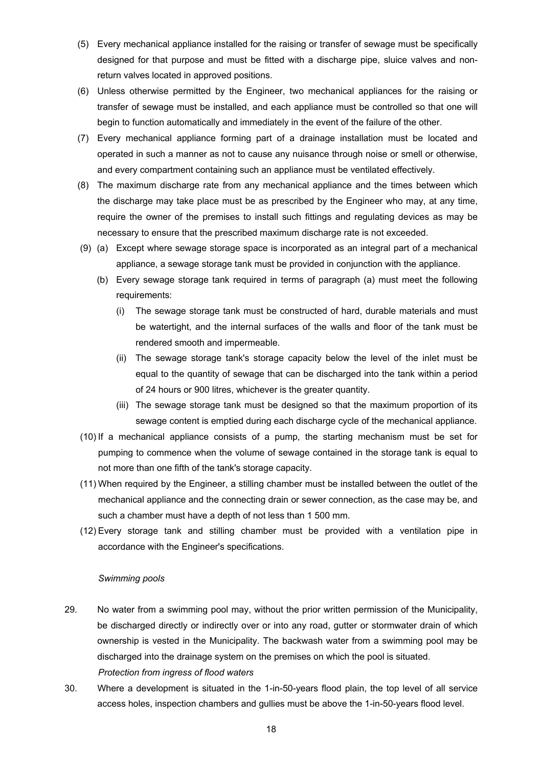(5) Every mechanical appliance installed for the raising or transfer of sewage must be specifically designed for that purpose and must be fitted with a discharge pipe, sluice valves and non-return valves located in approved positions.

(6) Unless otherwise permitted by the Engineer, two mechanical appliances for the raising or transfer of sewage must be installed, and each appliance must be controlled so that one will begin to function automatically and immediately in the event of the failure of the other.

(7) Every mechanical appliance forming part of a drainage installation must be located and operated in such a manner as not to cause any nuisance through noise or smell or otherwise, and every compartment containing such an appliance must be ventilated effectively.

(8) The maximum discharge rate from any mechanical appliance and the times between which the discharge may take place must be as prescribed by the Engineer who may, at any time, require the owner of the premises to install such fittings and regulating devices as may be necessary to ensure that the prescribed maximum discharge rate is not exceeded.

(9) (a) Except where sewage storage space is incorporated as an integral part of a mechanical appliance, a sewage storage tank must be provided in conjunction with the appliance.

(b) Every sewage storage tank required in terms of paragraph (a) must meet the following requirements:

(i) The sewage storage tank must be constructed of hard, durable materials and must be watertight, and the internal surfaces of the walls and floor of the tank must be rendered smooth and impermeable.

(ii) The sewage storage tank's storage capacity below the level of the inlet must be equal to the quantity of sewage that can be discharged into the tank within a period of 24 hours or 900 litres, whichever is the greater quantity.

(iii) The sewage storage tank must be designed so that the maximum proportion of its sewage content is emptied during each discharge cycle of the mechanical appliance.

(10) If a mechanical appliance consists of a pump, the starting mechanism must be set for pumping to commence when the volume of sewage contained in the storage tank is equal to not more than one fifth of the tank's storage capacity.

(11) When required by the Engineer, a stilling chamber must be installed between the outlet of the mechanical appliance and the connecting drain or sewer connection, as the case may be, and such a chamber must have a depth of not less than 1 500 mm.

(12) Every storage tank and stilling chamber must be provided with a ventilation pipe in accordance with the Engineer's specifications.

*Swimming pools*

29. No water from a swimming pool may, without the prior written permission of the Municipality, be discharged directly or indirectly over or into any road, gutter or stormwater drain of which ownership is vested in the Municipality. The backwash water from a swimming pool may be discharged into the drainage system on the premises on which the pool is situated.

*Protection from ingress of flood waters*

30. Where a development is situated in the 1-in-50-years flood plain, the top level of all service access holes, inspection chambers and gullies must be above the 1-in-50-years flood level.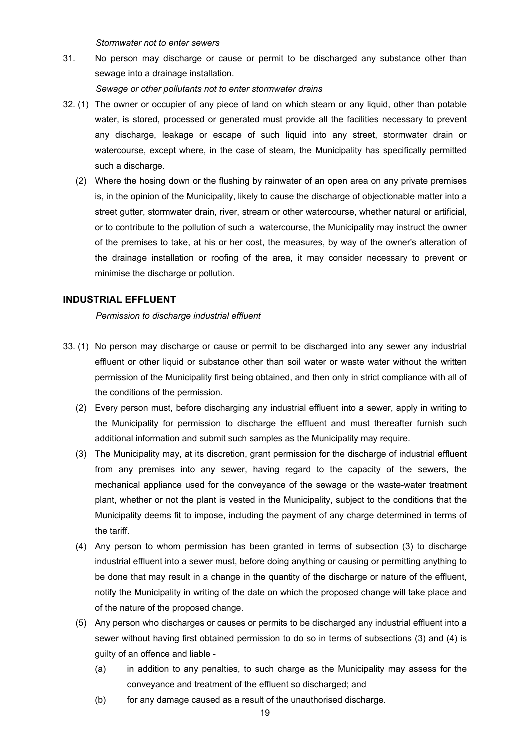*Stormwater not to enter sewers*

31. No person may discharge or cause or permit to be discharged any substance other than sewage into a drainage installation.

*Sewage or other pollutants not to enter stormwater drains*

32. (1) The owner or occupier of any piece of land on which steam or any liquid, other than potable water, is stored, processed or generated must provide all the facilities necessary to prevent any discharge, leakage or escape of such liquid into any street, stormwater drain or watercourse, except where, in the case of steam, the Municipality has specifically permitted such a discharge.

(2) Where the hosing down or the flushing by rainwater of an open area on any private premises is, in the opinion of the Municipality, likely to cause the discharge of objectionable matter into a street gutter, stormwater drain, river, stream or other watercourse, whether natural or artificial, or to contribute to the pollution of such a watercourse, the Municipality may instruct the owner of the premises to take, at his or her cost, the measures, by way of the owner's alteration of the drainage installation or roofing of the area, it may consider necessary to prevent or minimise the discharge or pollution.

## INDUSTRIAL EFFLUENT

*Permission to discharge industrial effluent*

33. (1) No person may discharge or cause or permit to be discharged into any sewer any industrial effluent or other liquid or substance other than soil water or waste water without the written permission of the Municipality first being obtained, and then only in strict compliance with all of the conditions of the permission.

(2) Every person must, before discharging any industrial effluent into a sewer, apply in writing to the Municipality for permission to discharge the effluent and must thereafter furnish such additional information and submit such samples as the Municipality may require.

(3) The Municipality may, at its discretion, grant permission for the discharge of industrial effluent from any premises into any sewer, having regard to the capacity of the sewers, the mechanical appliance used for the conveyance of the sewage or the waste-water treatment plant, whether or not the plant is vested in the Municipality, subject to the conditions that the Municipality deems fit to impose, including the payment of any charge determined in terms of the tariff.

(4) Any person to whom permission has been granted in terms of subsection (3) to discharge industrial effluent into a sewer must, before doing anything or causing or permitting anything to be done that may result in a change in the quantity of the discharge or nature of the effluent, notify the Municipality in writing of the date on which the proposed change will take place and of the nature of the proposed change.

(5) Any person who discharges or causes or permits to be discharged any industrial effluent into a sewer without having first obtained permission to do so in terms of subsections (3) and (4) is guilty of an offence and liable -

(a) in addition to any penalties, to such charge as the Municipality may assess for the conveyance and treatment of the effluent so discharged; and

(b) for any damage caused as a result of the unauthorised discharge.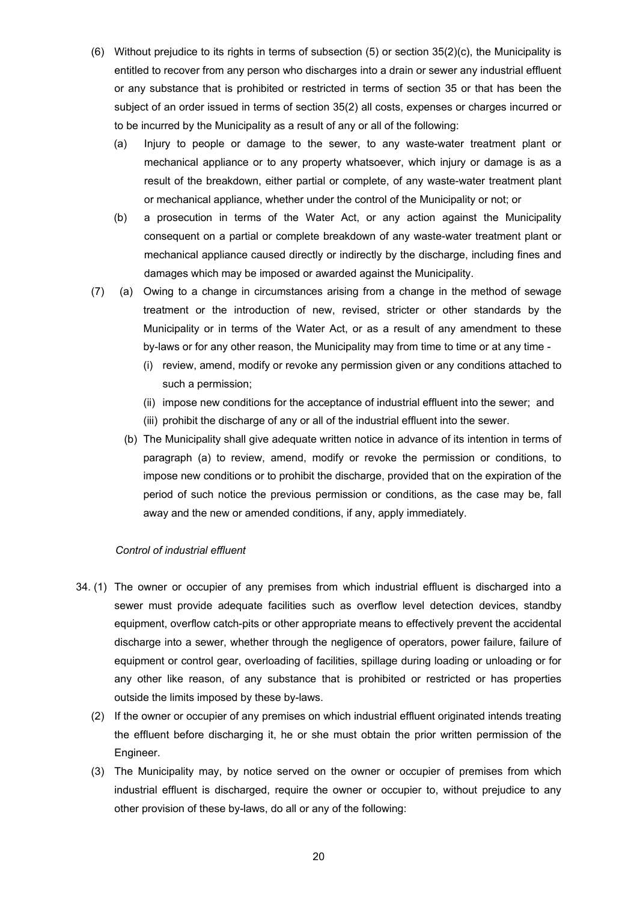(6) Without prejudice to its rights in terms of subsection (5) or section 35(2)(c), the Municipality is entitled to recover from any person who discharges into a drain or sewer any industrial effluent or any substance that is prohibited or restricted in terms of section 35 or that has been the subject of an order issued in terms of section 35(2) all costs, expenses or charges incurred or to be incurred by the Municipality as a result of any or all of the following:

   (a) Injury to people or damage to the sewer, to any waste-water treatment plant or mechanical appliance or to any property whatsoever, which injury or damage is as a result of the breakdown, either partial or complete, of any waste-water treatment plant or mechanical appliance, whether under the control of the Municipality or not; or

   (b) a prosecution in terms of the Water Act, or any action against the Municipality consequent on a partial or complete breakdown of any waste-water treatment plant or mechanical appliance caused directly or indirectly by the discharge, including fines and damages which may be imposed or awarded against the Municipality.

(7) (a) Owing to a change in circumstances arising from a change in the method of sewage treatment or the introduction of new, revised, stricter or other standards by the Municipality or in terms of the Water Act, or as a result of any amendment to these by-laws or for any other reason, the Municipality may from time to time or at any time -

      (i) review, amend, modify or revoke any permission given or any conditions attached to such a permission;

      (ii) impose new conditions for the acceptance of industrial effluent into the sewer; and

      (iii) prohibit the discharge of any or all of the industrial effluent into the sewer.

   (b) The Municipality shall give adequate written notice in advance of its intention in terms of paragraph (a) to review, amend, modify or revoke the permission or conditions, to impose new conditions or to prohibit the discharge, provided that on the expiration of the period of such notice the previous permission or conditions, as the case may be, fall away and the new or amended conditions, if any, apply immediately.

*Control of industrial effluent*

34. (1) The owner or occupier of any premises from which industrial effluent is discharged into a sewer must provide adequate facilities such as overflow level detection devices, standby equipment, overflow catch-pits or other appropriate means to effectively prevent the accidental discharge into a sewer, whether through the negligence of operators, power failure, failure of equipment or control gear, overloading of facilities, spillage during loading or unloading or for any other like reason, of any substance that is prohibited or restricted or has properties outside the limits imposed by these by-laws.

(2) If the owner or occupier of any premises on which industrial effluent originated intends treating the effluent before discharging it, he or she must obtain the prior written permission of the Engineer.

(3) The Municipality may, by notice served on the owner or occupier of premises from which industrial effluent is discharged, require the owner or occupier to, without prejudice to any other provision of these by-laws, do all or any of the following: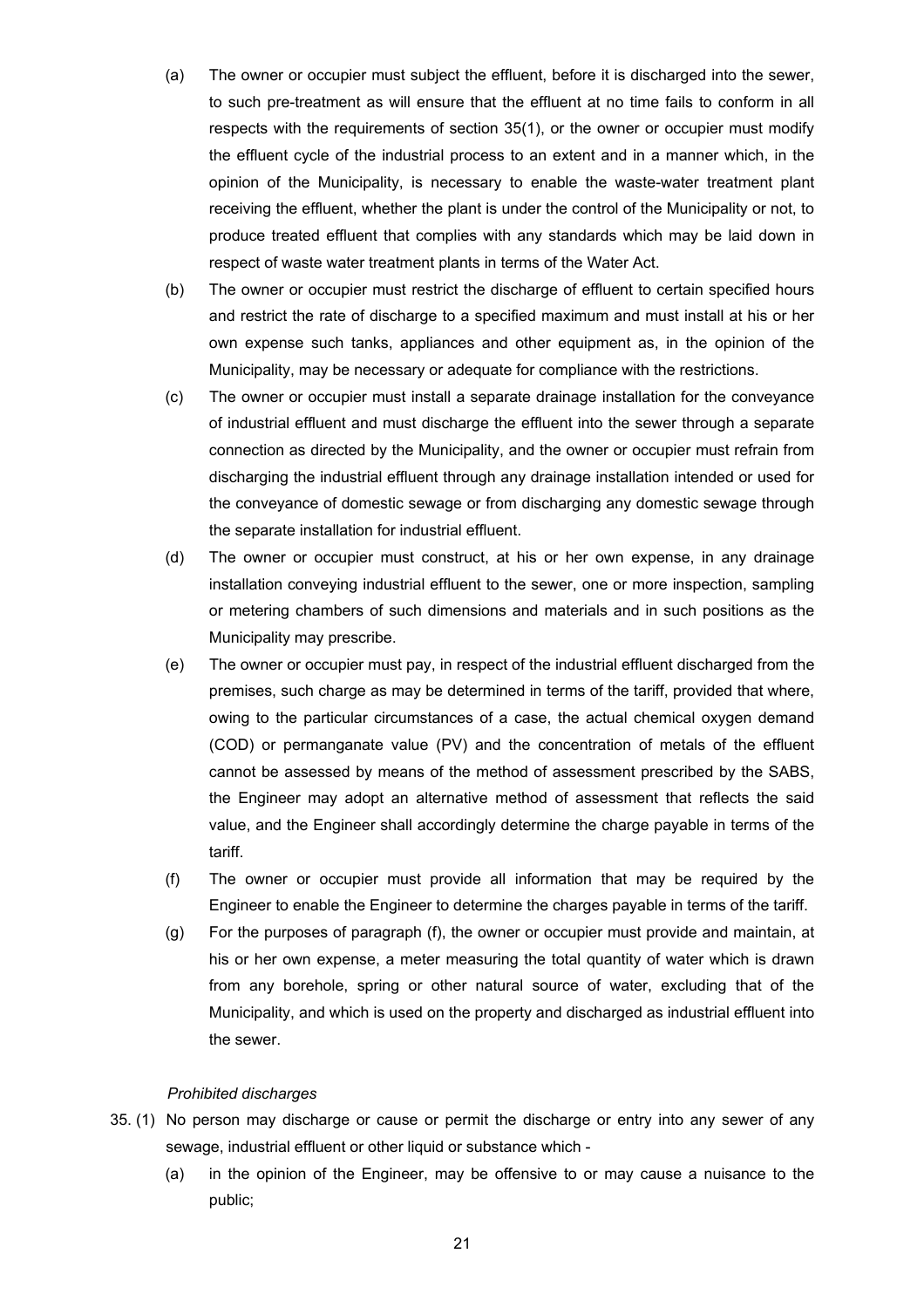(a) The owner or occupier must subject the effluent, before it is discharged into the sewer, to such pre-treatment as will ensure that the effluent at no time fails to conform in all respects with the requirements of section 35(1), or the owner or occupier must modify the effluent cycle of the industrial process to an extent and in a manner which, in the opinion of the Municipality, is necessary to enable the waste-water treatment plant receiving the effluent, whether the plant is under the control of the Municipality or not, to produce treated effluent that complies with any standards which may be laid down in respect of waste water treatment plants in terms of the Water Act.

(b) The owner or occupier must restrict the discharge of effluent to certain specified hours and restrict the rate of discharge to a specified maximum and must install at his or her own expense such tanks, appliances and other equipment as, in the opinion of the Municipality, may be necessary or adequate for compliance with the restrictions.

(c) The owner or occupier must install a separate drainage installation for the conveyance of industrial effluent and must discharge the effluent into the sewer through a separate connection as directed by the Municipality, and the owner or occupier must refrain from discharging the industrial effluent through any drainage installation intended or used for the conveyance of domestic sewage or from discharging any domestic sewage through the separate installation for industrial effluent.

(d) The owner or occupier must construct, at his or her own expense, in any drainage installation conveying industrial effluent to the sewer, one or more inspection, sampling or metering chambers of such dimensions and materials and in such positions as the Municipality may prescribe.

(e) The owner or occupier must pay, in respect of the industrial effluent discharged from the premises, such charge as may be determined in terms of the tariff, provided that where, owing to the particular circumstances of a case, the actual chemical oxygen demand (COD) or permanganate value (PV) and the concentration of metals of the effluent cannot be assessed by means of the method of assessment prescribed by the SABS, the Engineer may adopt an alternative method of assessment that reflects the said value, and the Engineer shall accordingly determine the charge payable in terms of the tariff.

(f) The owner or occupier must provide all information that may be required by the Engineer to enable the Engineer to determine the charges payable in terms of the tariff.

(g) For the purposes of paragraph (f), the owner or occupier must provide and maintain, at his or her own expense, a meter measuring the total quantity of water which is drawn from any borehole, spring or other natural source of water, excluding that of the Municipality, and which is used on the property and discharged as industrial effluent into the sewer.

*Prohibited discharges*

35. (1) No person may discharge or cause or permit the discharge or entry into any sewer of any sewage, industrial effluent or other liquid or substance which -

(a) in the opinion of the Engineer, may be offensive to or may cause a nuisance to the public;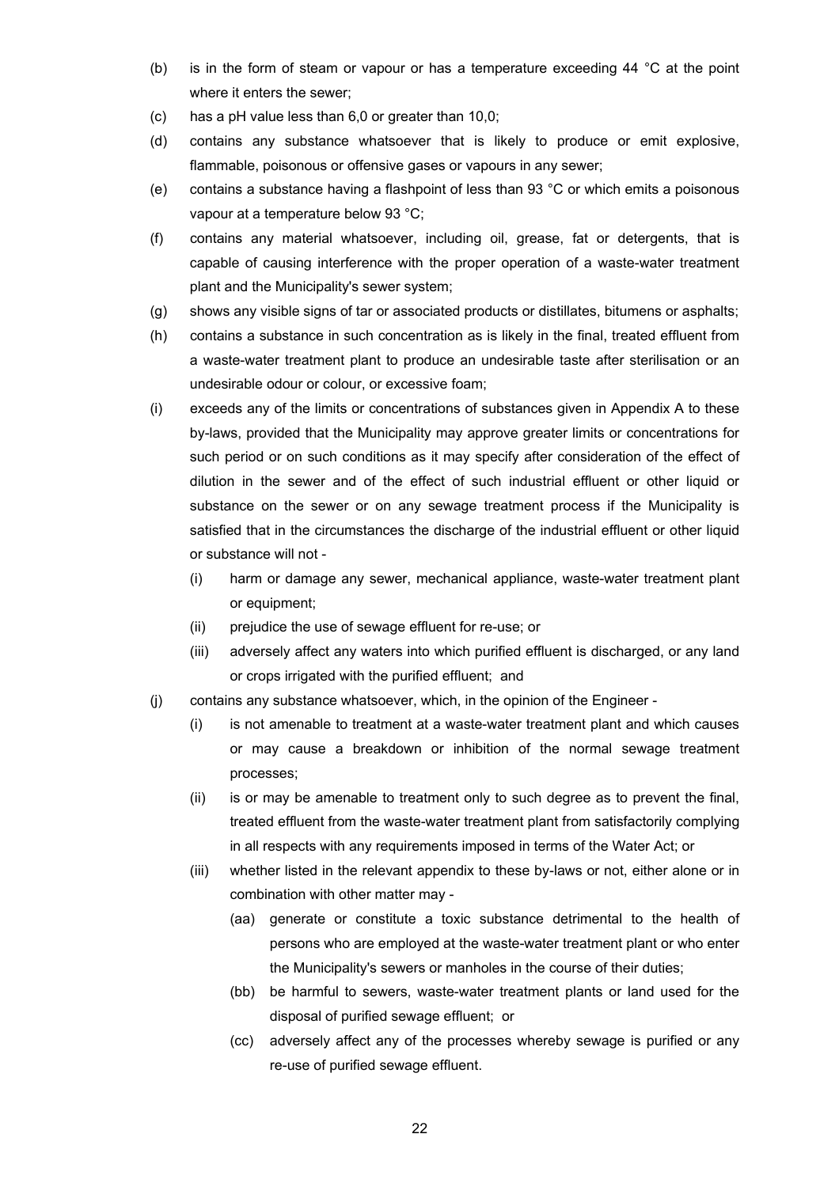(b) is in the form of steam or vapour or has a temperature exceeding 44 °C at the point where it enters the sewer;

(c) has a pH value less than 6,0 or greater than 10,0;

(d) contains any substance whatsoever that is likely to produce or emit explosive, flammable, poisonous or offensive gases or vapours in any sewer;

(e) contains a substance having a flashpoint of less than 93 °C or which emits a poisonous vapour at a temperature below 93 °C;

(f) contains any material whatsoever, including oil, grease, fat or detergents, that is capable of causing interference with the proper operation of a waste-water treatment plant and the Municipality's sewer system;

(g) shows any visible signs of tar or associated products or distillates, bitumens or asphalts;

(h) contains a substance in such concentration as is likely in the final, treated effluent from a waste-water treatment plant to produce an undesirable taste after sterilisation or an undesirable odour or colour, or excessive foam;

(i) exceeds any of the limits or concentrations of substances given in Appendix A to these by-laws, provided that the Municipality may approve greater limits or concentrations for such period or on such conditions as it may specify after consideration of the effect of dilution in the sewer and of the effect of such industrial effluent or other liquid or substance on the sewer or on any sewage treatment process if the Municipality is satisfied that in the circumstances the discharge of the industrial effluent or other liquid or substance will not -

    (i) harm or damage any sewer, mechanical appliance, waste-water treatment plant or equipment;

    (ii) prejudice the use of sewage effluent for re-use; or

    (iii) adversely affect any waters into which purified effluent is discharged, or any land or crops irrigated with the purified effluent; and

(j) contains any substance whatsoever, which, in the opinion of the Engineer -

    (i) is not amenable to treatment at a waste-water treatment plant and which causes or may cause a breakdown or inhibition of the normal sewage treatment processes;

    (ii) is or may be amenable to treatment only to such degree as to prevent the final, treated effluent from the waste-water treatment plant from satisfactorily complying in all respects with any requirements imposed in terms of the Water Act; or

    (iii) whether listed in the relevant appendix to these by-laws or not, either alone or in combination with other matter may -

        (aa) generate or constitute a toxic substance detrimental to the health of persons who are employed at the waste-water treatment plant or who enter the Municipality's sewers or manholes in the course of their duties;

        (bb) be harmful to sewers, waste-water treatment plants or land used for the disposal of purified sewage effluent; or

        (cc) adversely affect any of the processes whereby sewage is purified or any re-use of purified sewage effluent.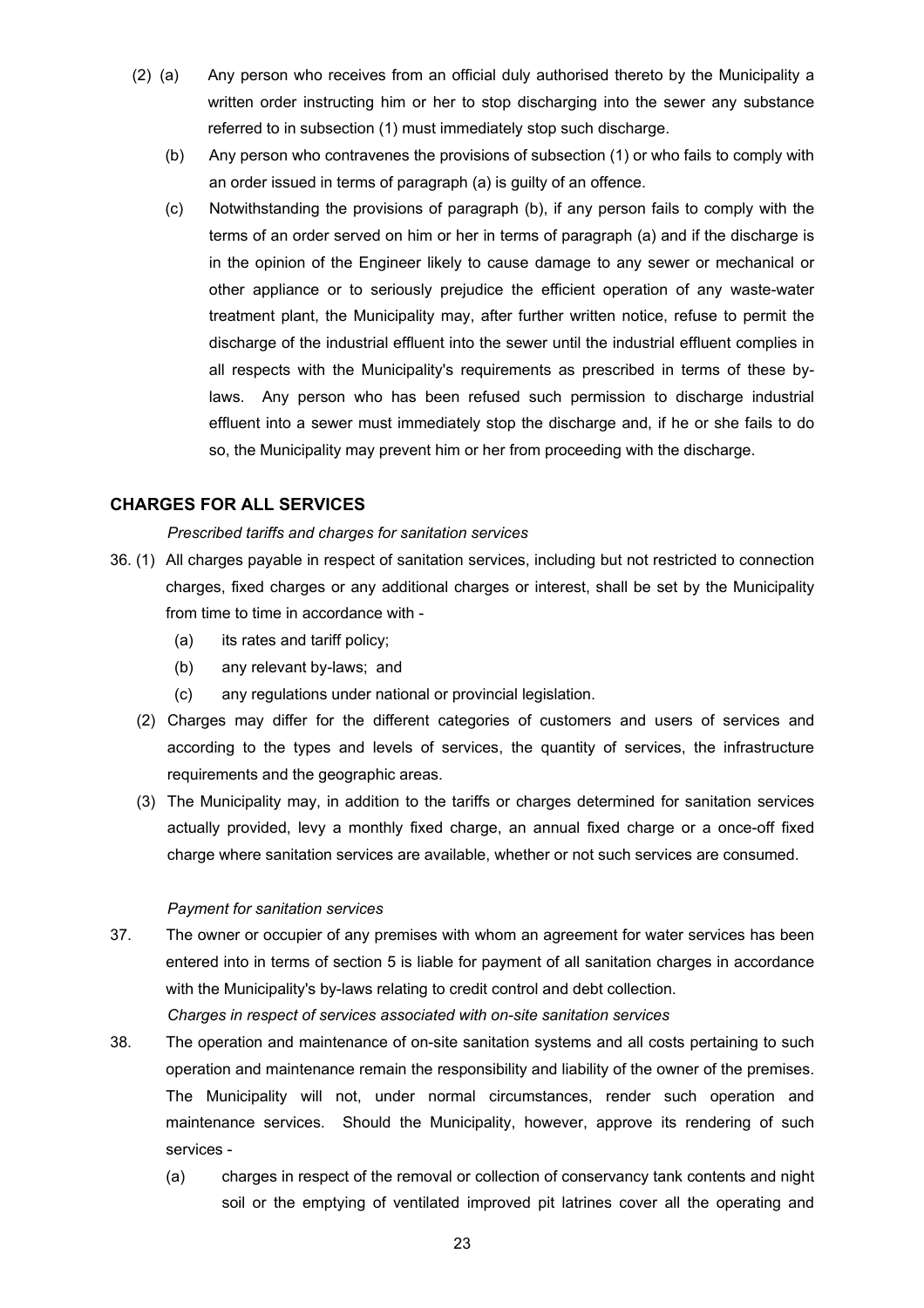(2) (a) Any person who receives from an official duly authorised thereto by the Municipality a written order instructing him or her to stop discharging into the sewer any substance referred to in subsection (1) must immediately stop such discharge.

(b) Any person who contravenes the provisions of subsection (1) or who fails to comply with an order issued in terms of paragraph (a) is guilty of an offence.

(c) Notwithstanding the provisions of paragraph (b), if any person fails to comply with the terms of an order served on him or her in terms of paragraph (a) and if the discharge is in the opinion of the Engineer likely to cause damage to any sewer or mechanical or other appliance or to seriously prejudice the efficient operation of any waste-water treatment plant, the Municipality may, after further written notice, refuse to permit the discharge of the industrial effluent into the sewer until the industrial effluent complies in all respects with the Municipality's requirements as prescribed in terms of these by-laws. Any person who has been refused such permission to discharge industrial effluent into a sewer must immediately stop the discharge and, if he or she fails to do so, the Municipality may prevent him or her from proceeding with the discharge.

## CHARGES FOR ALL SERVICES

*Prescribed tariffs and charges for sanitation services*

36. (1) All charges payable in respect of sanitation services, including but not restricted to connection charges, fixed charges or any additional charges or interest, shall be set by the Municipality from time to time in accordance with -

   (a) its rates and tariff policy;

   (b) any relevant by-laws; and

   (c) any regulations under national or provincial legislation.

(2) Charges may differ for the different categories of customers and users of services and according to the types and levels of services, the quantity of services, the infrastructure requirements and the geographic areas.

(3) The Municipality may, in addition to the tariffs or charges determined for sanitation services actually provided, levy a monthly fixed charge, an annual fixed charge or a once-off fixed charge where sanitation services are available, whether or not such services are consumed.

*Payment for sanitation services*

37. The owner or occupier of any premises with whom an agreement for water services has been entered into in terms of section 5 is liable for payment of all sanitation charges in accordance with the Municipality's by-laws relating to credit control and debt collection.

*Charges in respect of services associated with on-site sanitation services*

38. The operation and maintenance of on-site sanitation systems and all costs pertaining to such operation and maintenance remain the responsibility and liability of the owner of the premises. The Municipality will not, under normal circumstances, render such operation and maintenance services. Should the Municipality, however, approve its rendering of such services -

   (a) charges in respect of the removal or collection of conservancy tank contents and night soil or the emptying of ventilated improved pit latrines cover all the operating and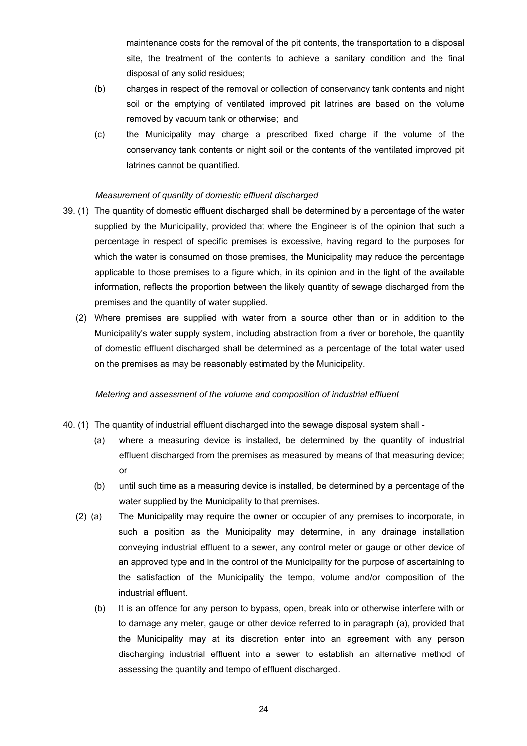maintenance costs for the removal of the pit contents, the transportation to a disposal site, the treatment of the contents to achieve a sanitary condition and the final disposal of any solid residues;

(b) charges in respect of the removal or collection of conservancy tank contents and night soil or the emptying of ventilated improved pit latrines are based on the volume removed by vacuum tank or otherwise; and

(c) the Municipality may charge a prescribed fixed charge if the volume of the conservancy tank contents or night soil or the contents of the ventilated improved pit latrines cannot be quantified.

*Measurement of quantity of domestic effluent discharged*

39. (1) The quantity of domestic effluent discharged shall be determined by a percentage of the water supplied by the Municipality, provided that where the Engineer is of the opinion that such a percentage in respect of specific premises is excessive, having regard to the purposes for which the water is consumed on those premises, the Municipality may reduce the percentage applicable to those premises to a figure which, in its opinion and in the light of the available information, reflects the proportion between the likely quantity of sewage discharged from the premises and the quantity of water supplied.

(2) Where premises are supplied with water from a source other than or in addition to the Municipality's water supply system, including abstraction from a river or borehole, the quantity of domestic effluent discharged shall be determined as a percentage of the total water used on the premises as may be reasonably estimated by the Municipality.

*Metering and assessment of the volume and composition of industrial effluent*

40. (1) The quantity of industrial effluent discharged into the sewage disposal system shall -

(a) where a measuring device is installed, be determined by the quantity of industrial effluent discharged from the premises as measured by means of that measuring device; or

(b) until such time as a measuring device is installed, be determined by a percentage of the water supplied by the Municipality to that premises.

(2) (a) The Municipality may require the owner or occupier of any premises to incorporate, in such a position as the Municipality may determine, in any drainage installation conveying industrial effluent to a sewer, any control meter or gauge or other device of an approved type and in the control of the Municipality for the purpose of ascertaining to the satisfaction of the Municipality the tempo, volume and/or composition of the industrial effluent.

(b) It is an offence for any person to bypass, open, break into or otherwise interfere with or to damage any meter, gauge or other device referred to in paragraph (a), provided that the Municipality may at its discretion enter into an agreement with any person discharging industrial effluent into a sewer to establish an alternative method of assessing the quantity and tempo of effluent discharged.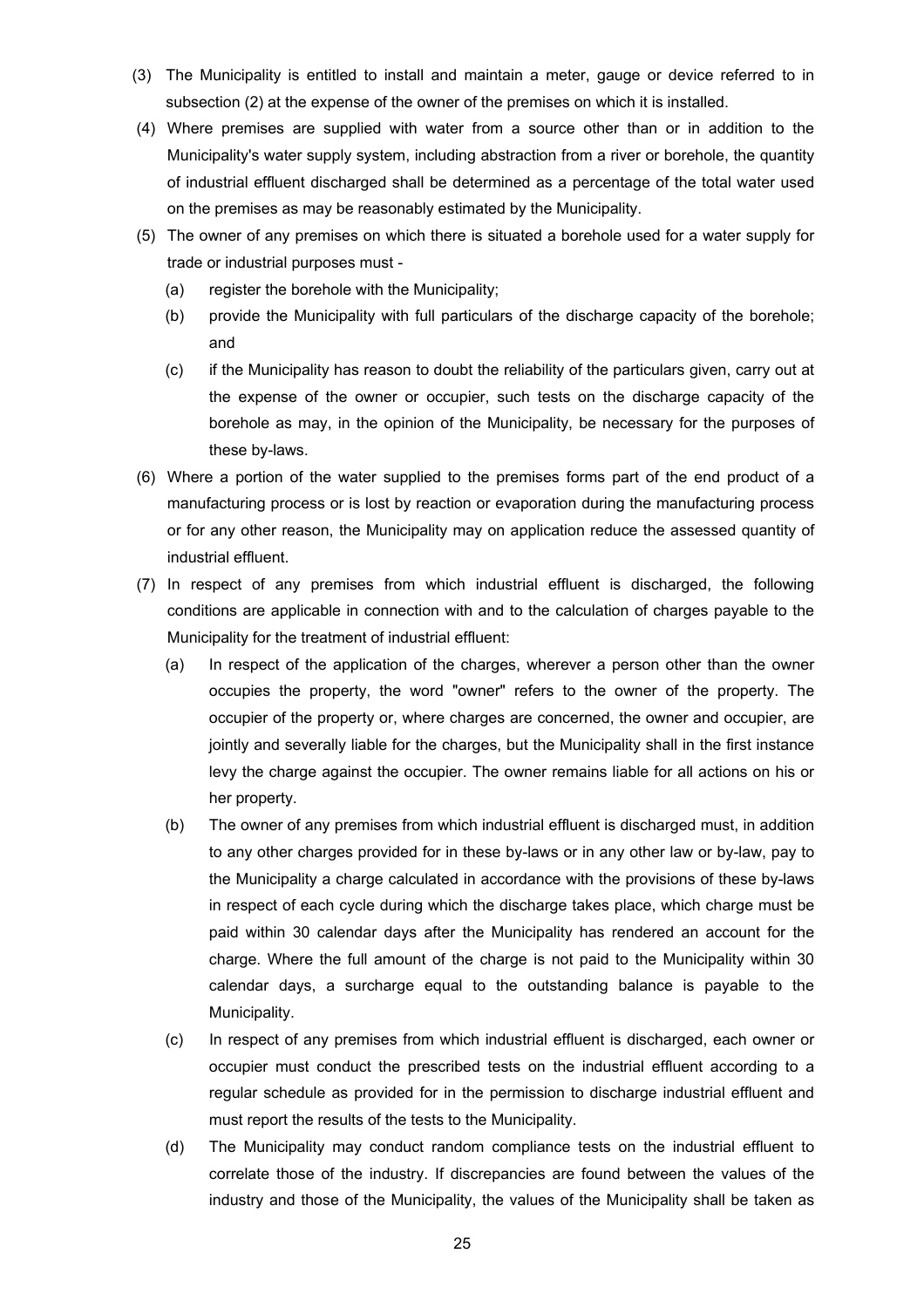(3) The Municipality is entitled to install and maintain a meter, gauge or device referred to in subsection (2) at the expense of the owner of the premises on which it is installed.

(4) Where premises are supplied with water from a source other than or in addition to the Municipality's water supply system, including abstraction from a river or borehole, the quantity of industrial effluent discharged shall be determined as a percentage of the total water used on the premises as may be reasonably estimated by the Municipality.

(5) The owner of any premises on which there is situated a borehole used for a water supply for trade or industrial purposes must -

   (a) register the borehole with the Municipality;

   (b) provide the Municipality with full particulars of the discharge capacity of the borehole; and

   (c) if the Municipality has reason to doubt the reliability of the particulars given, carry out at the expense of the owner or occupier, such tests on the discharge capacity of the borehole as may, in the opinion of the Municipality, be necessary for the purposes of these by-laws.

(6) Where a portion of the water supplied to the premises forms part of the end product of a manufacturing process or is lost by reaction or evaporation during the manufacturing process or for any other reason, the Municipality may on application reduce the assessed quantity of industrial effluent.

(7) In respect of any premises from which industrial effluent is discharged, the following conditions are applicable in connection with and to the calculation of charges payable to the Municipality for the treatment of industrial effluent:

   (a) In respect of the application of the charges, wherever a person other than the owner occupies the property, the word "owner" refers to the owner of the property. The occupier of the property or, where charges are concerned, the owner and occupier, are jointly and severally liable for the charges, but the Municipality shall in the first instance levy the charge against the occupier. The owner remains liable for all actions on his or her property.

   (b) The owner of any premises from which industrial effluent is discharged must, in addition to any other charges provided for in these by-laws or in any other law or by-law, pay to the Municipality a charge calculated in accordance with the provisions of these by-laws in respect of each cycle during which the discharge takes place, which charge must be paid within 30 calendar days after the Municipality has rendered an account for the charge. Where the full amount of the charge is not paid to the Municipality within 30 calendar days, a surcharge equal to the outstanding balance is payable to the Municipality.

   (c) In respect of any premises from which industrial effluent is discharged, each owner or occupier must conduct the prescribed tests on the industrial effluent according to a regular schedule as provided for in the permission to discharge industrial effluent and must report the results of the tests to the Municipality.

   (d) The Municipality may conduct random compliance tests on the industrial effluent to correlate those of the industry. If discrepancies are found between the values of the industry and those of the Municipality, the values of the Municipality shall be taken as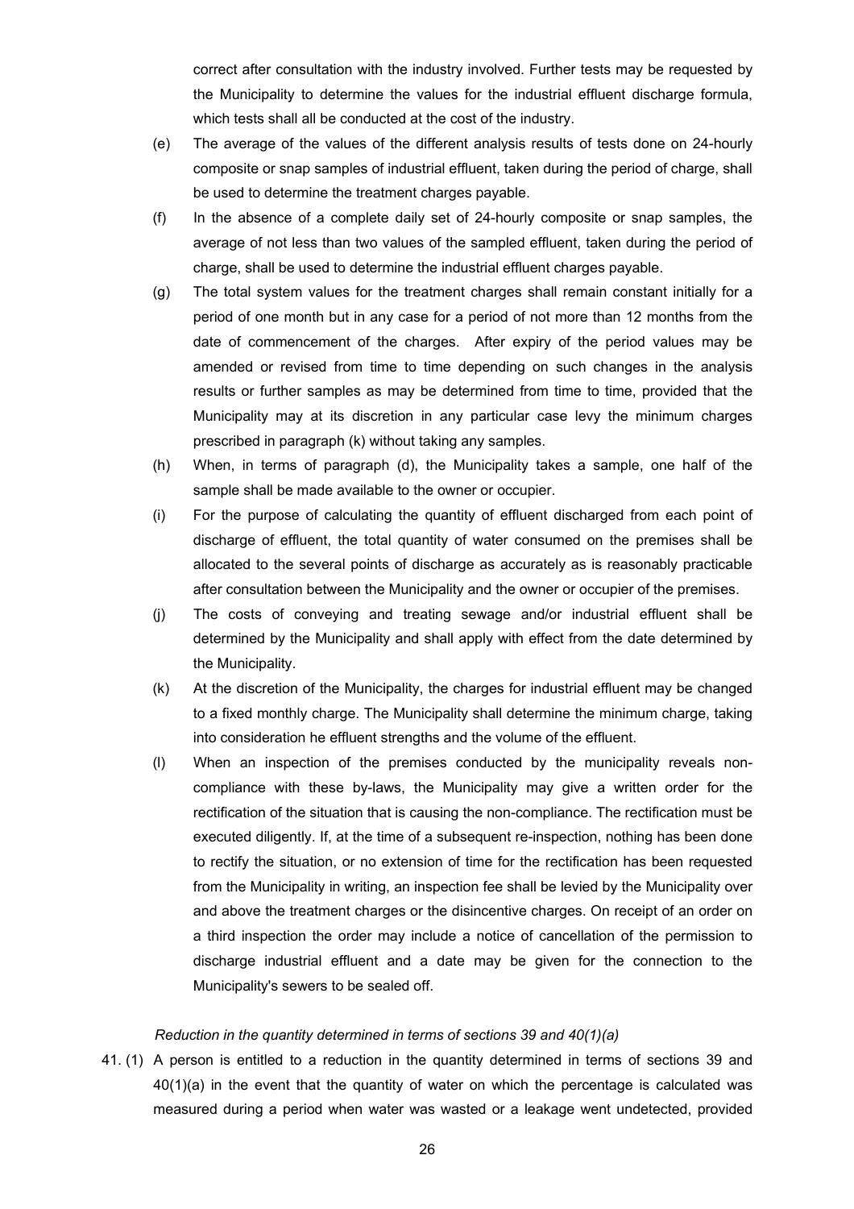correct after consultation with the industry involved. Further tests may be requested by the Municipality to determine the values for the industrial effluent discharge formula, which tests shall all be conducted at the cost of the industry.

(e) The average of the values of the different analysis results of tests done on 24-hourly composite or snap samples of industrial effluent, taken during the period of charge, shall be used to determine the treatment charges payable.

(f) In the absence of a complete daily set of 24-hourly composite or snap samples, the average of not less than two values of the sampled effluent, taken during the period of charge, shall be used to determine the industrial effluent charges payable.

(g) The total system values for the treatment charges shall remain constant initially for a period of one month but in any case for a period of not more than 12 months from the date of commencement of the charges. After expiry of the period values may be amended or revised from time to time depending on such changes in the analysis results or further samples as may be determined from time to time, provided that the Municipality may at its discretion in any particular case levy the minimum charges prescribed in paragraph (k) without taking any samples.

(h) When, in terms of paragraph (d), the Municipality takes a sample, one half of the sample shall be made available to the owner or occupier.

(i) For the purpose of calculating the quantity of effluent discharged from each point of discharge of effluent, the total quantity of water consumed on the premises shall be allocated to the several points of discharge as accurately as is reasonably practicable after consultation between the Municipality and the owner or occupier of the premises.

(j) The costs of conveying and treating sewage and/or industrial effluent shall be determined by the Municipality and shall apply with effect from the date determined by the Municipality.

(k) At the discretion of the Municipality, the charges for industrial effluent may be changed to a fixed monthly charge. The Municipality shall determine the minimum charge, taking into consideration he effluent strengths and the volume of the effluent.

(l) When an inspection of the premises conducted by the municipality reveals non-compliance with these by-laws, the Municipality may give a written order for the rectification of the situation that is causing the non-compliance. The rectification must be executed diligently. If, at the time of a subsequent re-inspection, nothing has been done to rectify the situation, or no extension of time for the rectification has been requested from the Municipality in writing, an inspection fee shall be levied by the Municipality over and above the treatment charges or the disincentive charges. On receipt of an order on a third inspection the order may include a notice of cancellation of the permission to discharge industrial effluent and a date may be given for the connection to the Municipality's sewers to be sealed off.

*Reduction in the quantity determined in terms of sections 39 and 40(1)(a)*

41. (1) A person is entitled to a reduction in the quantity determined in terms of sections 39 and 40(1)(a) in the event that the quantity of water on which the percentage is calculated was measured during a period when water was wasted or a leakage went undetected, provided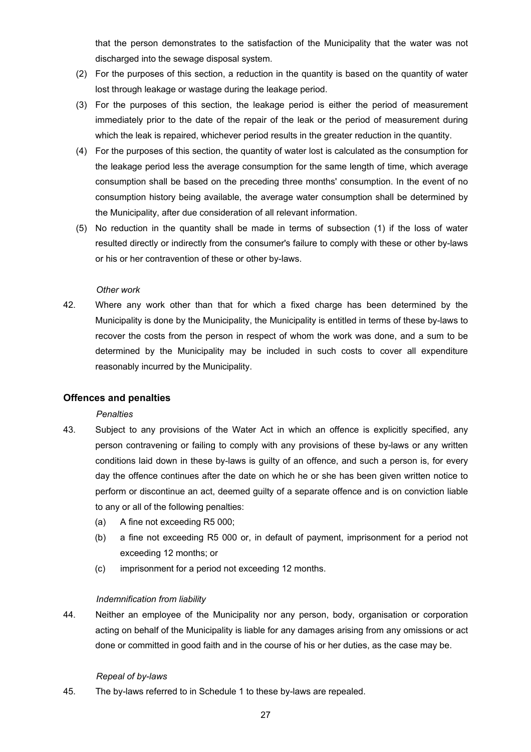that the person demonstrates to the satisfaction of the Municipality that the water was not discharged into the sewage disposal system.

(2) For the purposes of this section, a reduction in the quantity is based on the quantity of water lost through leakage or wastage during the leakage period.

(3) For the purposes of this section, the leakage period is either the period of measurement immediately prior to the date of the repair of the leak or the period of measurement during which the leak is repaired, whichever period results in the greater reduction in the quantity.

(4) For the purposes of this section, the quantity of water lost is calculated as the consumption for the leakage period less the average consumption for the same length of time, which average consumption shall be based on the preceding three months' consumption. In the event of no consumption history being available, the average water consumption shall be determined by the Municipality, after due consideration of all relevant information.

(5) No reduction in the quantity shall be made in terms of subsection (1) if the loss of water resulted directly or indirectly from the consumer's failure to comply with these or other by-laws or his or her contravention of these or other by-laws.

*Other work*

42. Where any work other than that for which a fixed charge has been determined by the Municipality is done by the Municipality, the Municipality is entitled in terms of these by-laws to recover the costs from the person in respect of whom the work was done, and a sum to be determined by the Municipality may be included in such costs to cover all expenditure reasonably incurred by the Municipality.

## Offences and penalties

*Penalties*

43. Subject to any provisions of the Water Act in which an offence is explicitly specified, any person contravening or failing to comply with any provisions of these by-laws or any written conditions laid down in these by-laws is guilty of an offence, and such a person is, for every day the offence continues after the date on which he or she has been given written notice to perform or discontinue an act, deemed guilty of a separate offence and is on conviction liable to any or all of the following penalties:

    (a) A fine not exceeding R5 000;

    (b) a fine not exceeding R5 000 or, in default of payment, imprisonment for a period not exceeding 12 months; or

    (c) imprisonment for a period not exceeding 12 months.

*Indemnification from liability*

44. Neither an employee of the Municipality nor any person, body, organisation or corporation acting on behalf of the Municipality is liable for any damages arising from any omissions or act done or committed in good faith and in the course of his or her duties, as the case may be.

*Repeal of by-laws*

45. The by-laws referred to in Schedule 1 to these by-laws are repealed.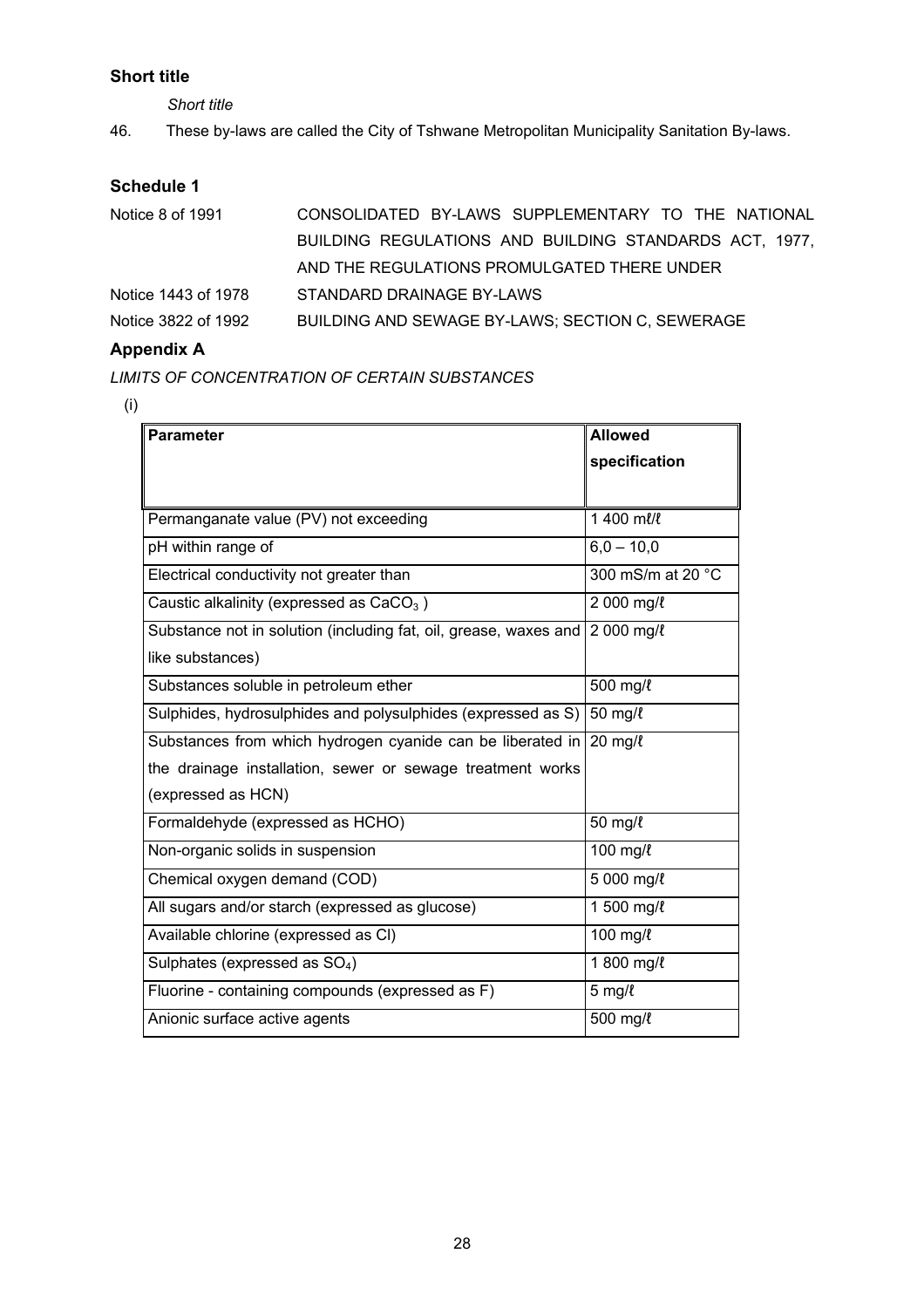## Short title

*Short title*

46. These by-laws are called the City of Tshwane Metropolitan Municipality Sanitation By-laws.

## Schedule 1

| | |
|---|---|
| Notice 8 of 1991 | CONSOLIDATED BY-LAWS SUPPLEMENTARY TO THE NATIONAL BUILDING REGULATIONS AND BUILDING STANDARDS ACT, 1977, AND THE REGULATIONS PROMULGATED THERE UNDER |
| Notice 1443 of 1978 | STANDARD DRAINAGE BY-LAWS |
| Notice 3822 of 1992 | BUILDING AND SEWAGE BY-LAWS; SECTION C, SEWERAGE |

## Appendix A

*LIMITS OF CONCENTRATION OF CERTAIN SUBSTANCES*

(i)

| **Parameter** | **Allowed specification** |
|---|---|
| Permanganate value (PV) not exceeding | 1 400 mℓ/ℓ |
| pH within range of | 6,0 – 10,0 |
| Electrical conductivity not greater than | 300 mS/m at 20 °C |
| Caustic alkalinity (expressed as $CaCO_3$ ) | 2 000 mg/ℓ |
| Substance not in solution (including fat, oil, grease, waxes and like substances) | 2 000 mg/ℓ |
| Substances soluble in petroleum ether | 500 mg/ℓ |
| Sulphides, hydrosulphides and polysulphides (expressed as S) | 50 mg/ℓ |
| Substances from which hydrogen cyanide can be liberated in the drainage installation, sewer or sewage treatment works (expressed as HCN) | 20 mg/ℓ |
| Formaldehyde (expressed as HCHO) | 50 mg/ℓ |
| Non-organic solids in suspension | 100 mg/ℓ |
| Chemical oxygen demand (COD) | 5 000 mg/ℓ |
| All sugars and/or starch (expressed as glucose) | 1 500 mg/ℓ |
| Available chlorine (expressed as Cl) | 100 mg/ℓ |
| Sulphates (expressed as $SO_4$) | 1 800 mg/ℓ |
| Fluorine - containing compounds (expressed as F) | 5 mg/ℓ |
| Anionic surface active agents | 500 mg/ℓ |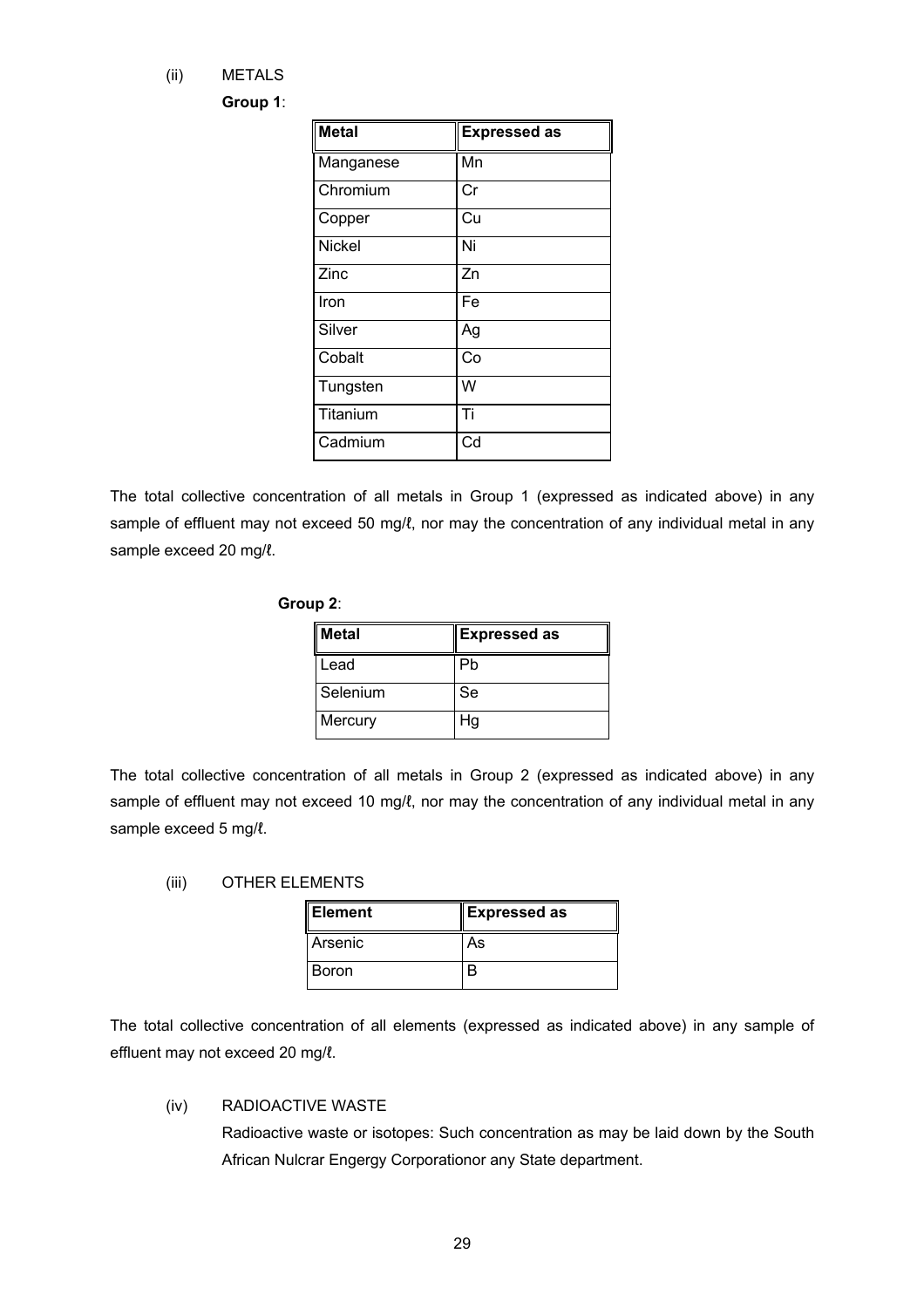(ii) METALS

**Group 1**:

| **Metal** | **Expressed as** |
|---|---|
| Manganese | Mn |
| Chromium | Cr |
| Copper | Cu |
| Nickel | Ni |
| Zinc | Zn |
| Iron | Fe |
| Silver | Ag |
| Cobalt | Co |
| Tungsten | W |
| Titanium | Ti |
| Cadmium | Cd |

The total collective concentration of all metals in Group 1 (expressed as indicated above) in any sample of effluent may not exceed 50 mg/ℓ, nor may the concentration of any individual metal in any sample exceed 20 mg/ℓ.

**Group 2**:

| **Metal** | **Expressed as** |
|---|---|
| Lead | Pb |
| Selenium | Se |
| Mercury | Hg |

The total collective concentration of all metals in Group 2 (expressed as indicated above) in any sample of effluent may not exceed 10 mg/ℓ, nor may the concentration of any individual metal in any sample exceed 5 mg/ℓ.

(iii) OTHER ELEMENTS

| **Element** | **Expressed as** |
|---|---|
| Arsenic | As |
| Boron | B |

The total collective concentration of all elements (expressed as indicated above) in any sample of effluent may not exceed 20 mg/ℓ.

(iv) RADIOACTIVE WASTE

Radioactive waste or isotopes: Such concentration as may be laid down by the South African Nulcrar Engergy Corporationor any State department.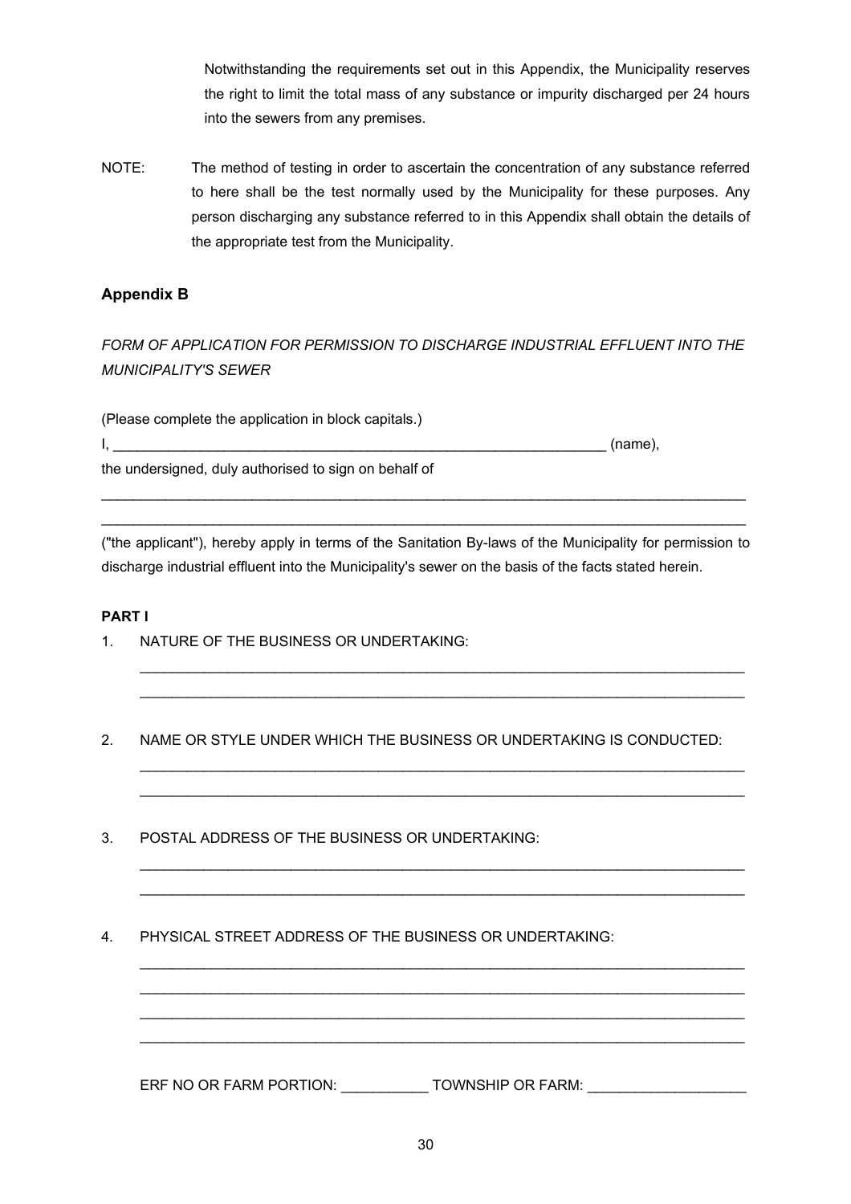Notwithstanding the requirements set out in this Appendix, the Municipality reserves the right to limit the total mass of any substance or impurity discharged per 24 hours into the sewers from any premises.

NOTE: The method of testing in order to ascertain the concentration of any substance referred to here shall be the test normally used by the Municipality for these purposes. Any person discharging any substance referred to in this Appendix shall obtain the details of the appropriate test from the Municipality.

## Appendix B

*FORM OF APPLICATION FOR PERMISSION TO DISCHARGE INDUSTRIAL EFFLUENT INTO THE MUNICIPALITY'S SEWER*

(Please complete the application in block capitals.)

I, _________________________________________________________________ (name),

the undersigned, duly authorised to sign on behalf of

_______________________________________________________________________________

_______________________________________________________________________________

("the applicant"), hereby apply in terms of the Sanitation By-laws of the Municipality for permission to discharge industrial effluent into the Municipality's sewer on the basis of the facts stated herein.

**PART I**

1. NATURE OF THE BUSINESS OR UNDERTAKING:

   _____________________________________________________________________________

   _____________________________________________________________________________

2. NAME OR STYLE UNDER WHICH THE BUSINESS OR UNDERTAKING IS CONDUCTED:

   _____________________________________________________________________________

   _____________________________________________________________________________

3. POSTAL ADDRESS OF THE BUSINESS OR UNDERTAKING:

   _____________________________________________________________________________

   _____________________________________________________________________________

4. PHYSICAL STREET ADDRESS OF THE BUSINESS OR UNDERTAKING:

   _____________________________________________________________________________

   _____________________________________________________________________________

   _____________________________________________________________________________

   _____________________________________________________________________________

   ERF NO OR FARM PORTION: ___________ TOWNSHIP OR FARM: ___________________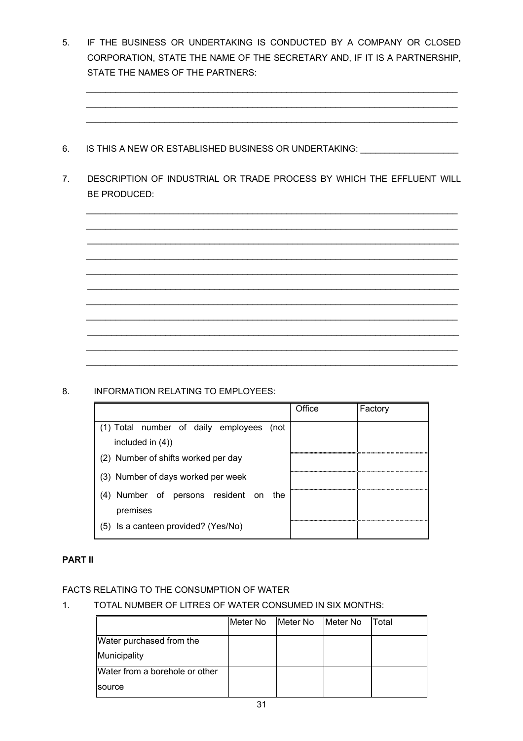5. IF THE BUSINESS OR UNDERTAKING IS CONDUCTED BY A COMPANY OR CLOSED CORPORATION, STATE THE NAME OF THE SECRETARY AND, IF IT IS A PARTNERSHIP, STATE THE NAMES OF THE PARTNERS:

_______________________________________________________________________________

_______________________________________________________________________________

_______________________________________________________________________________

6. IS THIS A NEW OR ESTABLISHED BUSINESS OR UNDERTAKING: ____________________

7. DESCRIPTION OF INDUSTRIAL OR TRADE PROCESS BY WHICH THE EFFLUENT WILL BE PRODUCED:

_______________________________________________________________________________

_______________________________________________________________________________

_______________________________________________________________________________

_______________________________________________________________________________

_______________________________________________________________________________

_______________________________________________________________________________

_______________________________________________________________________________

_______________________________________________________________________________

_______________________________________________________________________________

_______________________________________________________________________________

_______________________________________________________________________________

8. INFORMATION RELATING TO EMPLOYEES:

| | Office | Factory |
|---|---|---|
| (1) Total number of daily employees (not included in (4)) | | |
| (2) Number of shifts worked per day | | |
| (3) Number of days worked per week | | |
| (4) Number of persons resident on the premises | | |
| (5) Is a canteen provided? (Yes/No) | | |

**PART II**

FACTS RELATING TO THE CONSUMPTION OF WATER

1. TOTAL NUMBER OF LITRES OF WATER CONSUMED IN SIX MONTHS:

| | Meter No | Meter No | Meter No | Total |
|---|---|---|---|---|
| Water purchased from the Municipality | | | | |
| Water from a borehole or other source | | | | |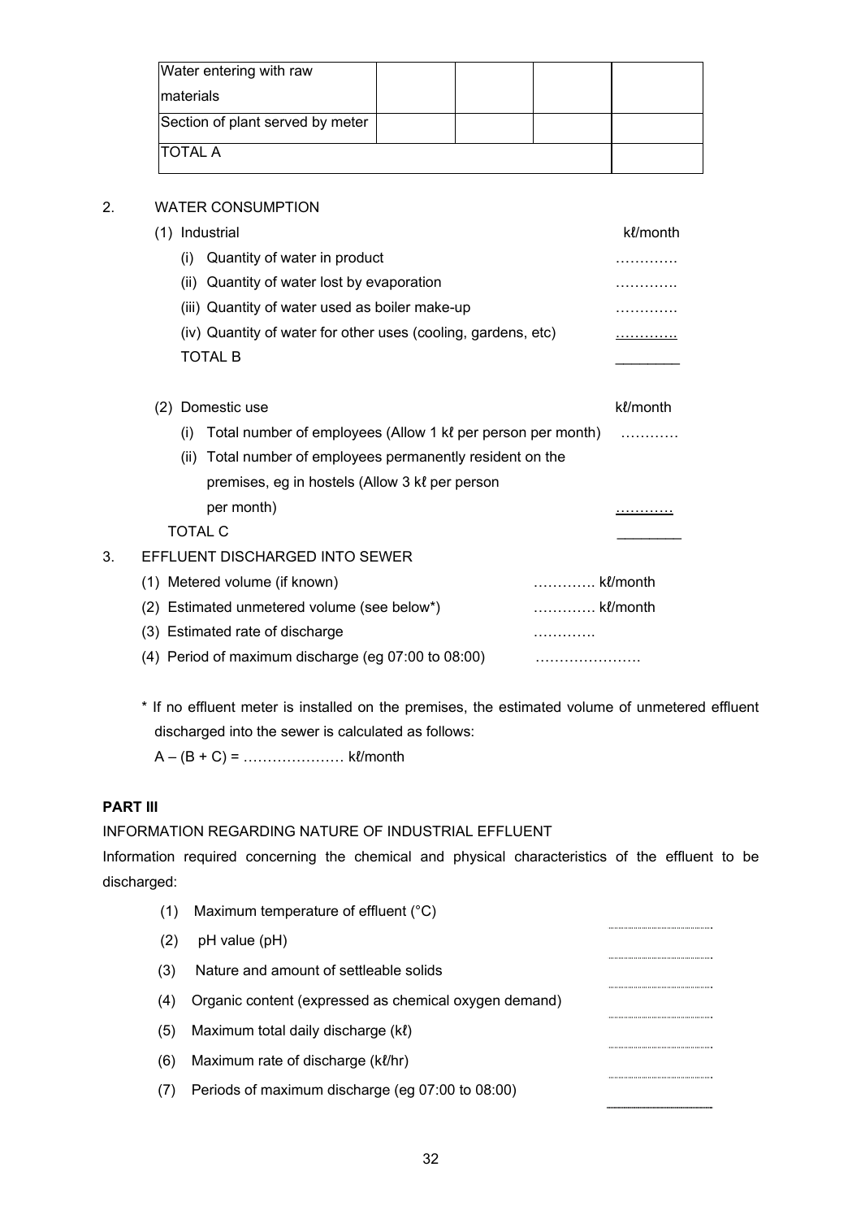| | | | | |
|---|---|---|---|---|
| Water entering with raw materials | | | | |
| Section of plant served by meter | | | | |
| TOTAL A | | | | |

2. WATER CONSUMPTION

(1) Industrial — kℓ/month

- (i) Quantity of water in product …………
- (ii) Quantity of water lost by evaporation …………
- (iii) Quantity of water used as boiler make-up …………
- (iv) Quantity of water for other uses (cooling, gardens, etc) …………

TOTAL B ________

(2) Domestic use — kℓ/month

- (i) Total number of employees (Allow 1 kℓ per person per month) …………
- (ii) Total number of employees permanently resident on the premises, eg in hostels (Allow 3 kℓ per person per month) …………

TOTAL C ________

3. EFFLUENT DISCHARGED INTO SEWER

- (1) Metered volume (if known) ………… kℓ/month
- (2) Estimated unmetered volume (see below*) ………… kℓ/month
- (3) Estimated rate of discharge …………
- (4) Period of maximum discharge (eg 07:00 to 08:00) ………………….

\* If no effluent meter is installed on the premises, the estimated volume of unmetered effluent discharged into the sewer is calculated as follows:

A – (B + C) = ………………… kℓ/month

**PART III**

INFORMATION REGARDING NATURE OF INDUSTRIAL EFFLUENT

Information required concerning the chemical and physical characteristics of the effluent to be discharged:

- (1) Maximum temperature of effluent (°C) ……………
- (2) pH value (pH) ……………
- (3) Nature and amount of settleable solids ……………
- (4) Organic content (expressed as chemical oxygen demand) ……………
- (5) Maximum total daily discharge (kℓ) ……………
- (6) Maximum rate of discharge (kℓ/hr) ……………
- (7) Periods of maximum discharge (eg 07:00 to 08:00) ……………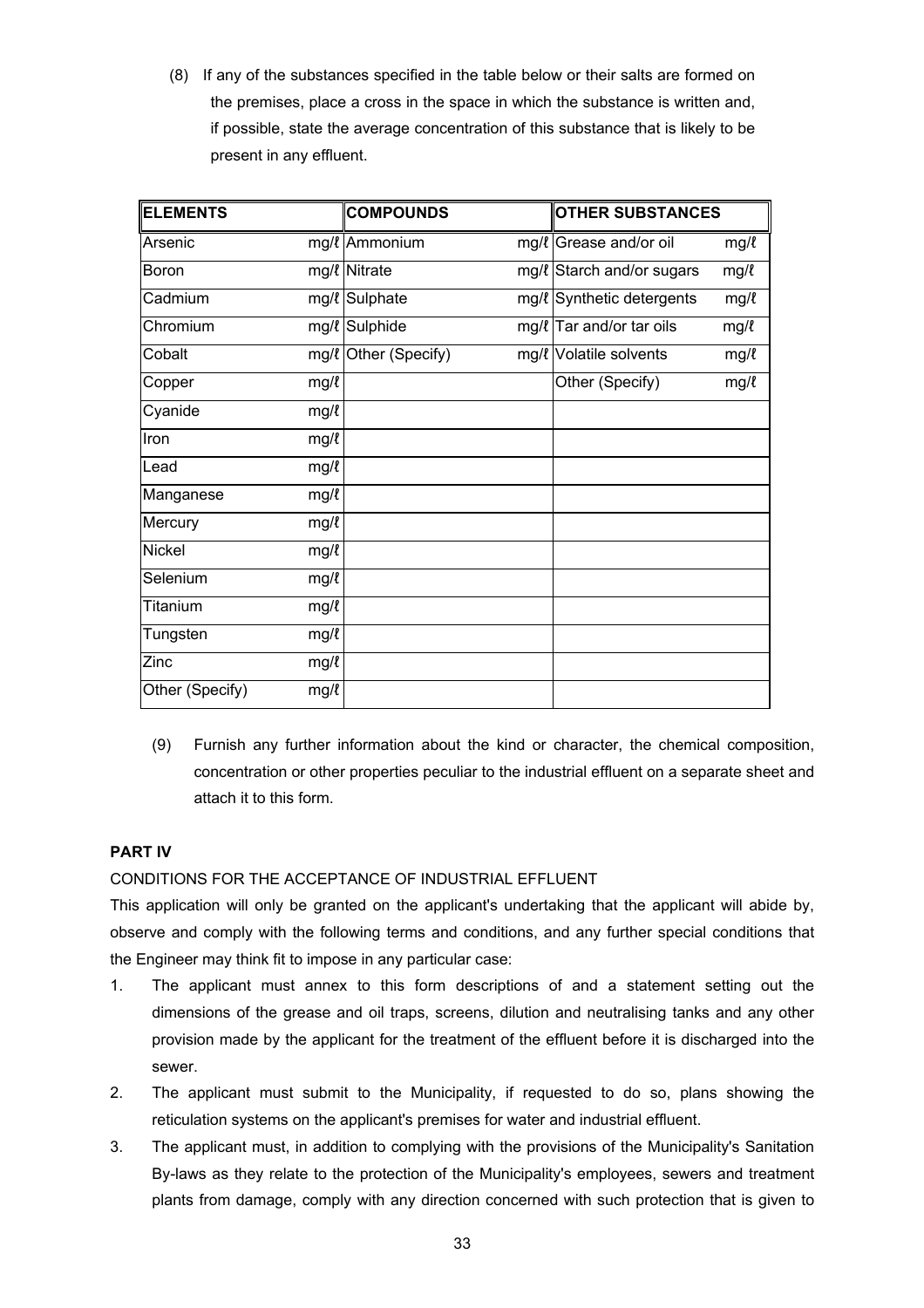(8) If any of the substances specified in the table below or their salts are formed on the premises, place a cross in the space in which the substance is written and, if possible, state the average concentration of this substance that is likely to be present in any effluent.

| **ELEMENTS** | | **COMPOUNDS** | | **OTHER SUBSTANCES** | |
|---|---|---|---|---|---|
| Arsenic | mg/ℓ | Ammonium | mg/ℓ | Grease and/or oil | mg/ℓ |
| Boron | mg/ℓ | Nitrate | mg/ℓ | Starch and/or sugars | mg/ℓ |
| Cadmium | mg/ℓ | Sulphate | mg/ℓ | Synthetic detergents | mg/ℓ |
| Chromium | mg/ℓ | Sulphide | mg/ℓ | Tar and/or tar oils | mg/ℓ |
| Cobalt | mg/ℓ | Other (Specify) | mg/ℓ | Volatile solvents | mg/ℓ |
| Copper | mg/ℓ | | | Other (Specify) | mg/ℓ |
| Cyanide | mg/ℓ | | | | |
| Iron | mg/ℓ | | | | |
| Lead | mg/ℓ | | | | |
| Manganese | mg/ℓ | | | | |
| Mercury | mg/ℓ | | | | |
| Nickel | mg/ℓ | | | | |
| Selenium | mg/ℓ | | | | |
| Titanium | mg/ℓ | | | | |
| Tungsten | mg/ℓ | | | | |
| Zinc | mg/ℓ | | | | |
| Other (Specify) | mg/ℓ | | | | |

(9) Furnish any further information about the kind or character, the chemical composition, concentration or other properties peculiar to the industrial effluent on a separate sheet and attach it to this form.

**PART IV**

CONDITIONS FOR THE ACCEPTANCE OF INDUSTRIAL EFFLUENT

This application will only be granted on the applicant's undertaking that the applicant will abide by, observe and comply with the following terms and conditions, and any further special conditions that the Engineer may think fit to impose in any particular case:

1. The applicant must annex to this form descriptions of and a statement setting out the dimensions of the grease and oil traps, screens, dilution and neutralising tanks and any other provision made by the applicant for the treatment of the effluent before it is discharged into the sewer.
2. The applicant must submit to the Municipality, if requested to do so, plans showing the reticulation systems on the applicant's premises for water and industrial effluent.
3. The applicant must, in addition to complying with the provisions of the Municipality's Sanitation By-laws as they relate to the protection of the Municipality's employees, sewers and treatment plants from damage, comply with any direction concerned with such protection that is given to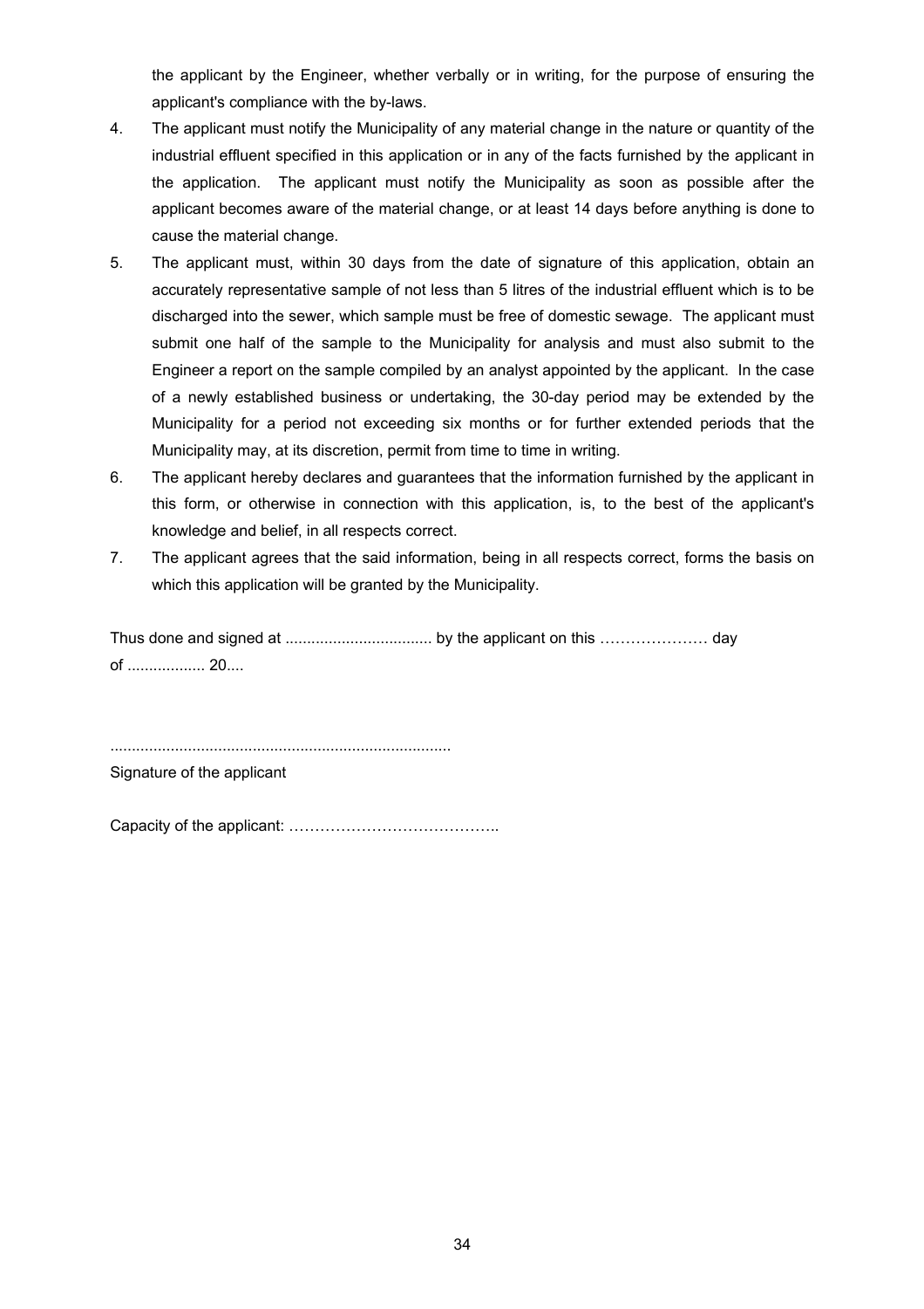the applicant by the Engineer, whether verbally or in writing, for the purpose of ensuring the applicant's compliance with the by-laws.

4. The applicant must notify the Municipality of any material change in the nature or quantity of the industrial effluent specified in this application or in any of the facts furnished by the applicant in the application. The applicant must notify the Municipality as soon as possible after the applicant becomes aware of the material change, or at least 14 days before anything is done to cause the material change.
5. The applicant must, within 30 days from the date of signature of this application, obtain an accurately representative sample of not less than 5 litres of the industrial effluent which is to be discharged into the sewer, which sample must be free of domestic sewage. The applicant must submit one half of the sample to the Municipality for analysis and must also submit to the Engineer a report on the sample compiled by an analyst appointed by the applicant. In the case of a newly established business or undertaking, the 30-day period may be extended by the Municipality for a period not exceeding six months or for further extended periods that the Municipality may, at its discretion, permit from time to time in writing.
6. The applicant hereby declares and guarantees that the information furnished by the applicant in this form, or otherwise in connection with this application, is, to the best of the applicant's knowledge and belief, in all respects correct.
7. The applicant agrees that the said information, being in all respects correct, forms the basis on which this application will be granted by the Municipality.

Thus done and signed at .................................. by the applicant on this ………………… day of .................. 20....

..............................................................................
Signature of the applicant

Capacity of the applicant: …………………………………..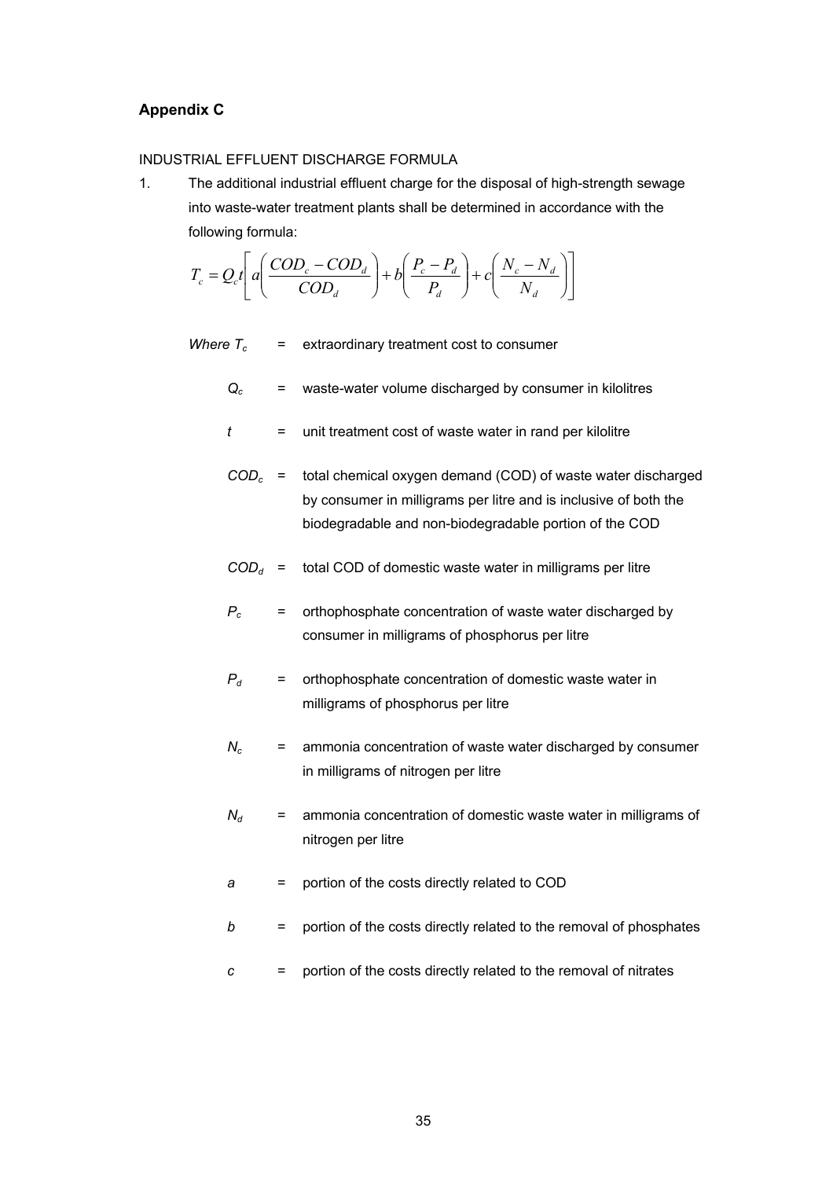## Appendix C

INDUSTRIAL EFFLUENT DISCHARGE FORMULA

1. The additional industrial effluent charge for the disposal of high-strength sewage into waste-water treatment plants shall be determined in accordance with the following formula:

$$T_c = Q_c t \left[ a\left( \frac{COD_c - COD_d}{COD_d} \right) + b\left( \frac{P_c - P_d}{P_d} \right) + c\left( \frac{N_c - N_d}{N_d} \right) \right]$$

*Where* $T_c$ = extraordinary treatment cost to consumer

$Q_c$ = waste-water volume discharged by consumer in kilolitres

$t$ = unit treatment cost of waste water in rand per kilolitre

$COD_c$ = total chemical oxygen demand (COD) of waste water discharged by consumer in milligrams per litre and is inclusive of both the biodegradable and non-biodegradable portion of the COD

$COD_d$ = total COD of domestic waste water in milligrams per litre

$P_c$ = orthophosphate concentration of waste water discharged by consumer in milligrams of phosphorus per litre

$P_d$ = orthophosphate concentration of domestic waste water in milligrams of phosphorus per litre

$N_c$ = ammonia concentration of waste water discharged by consumer in milligrams of nitrogen per litre

$N_d$ = ammonia concentration of domestic waste water in milligrams of nitrogen per litre

$a$ = portion of the costs directly related to COD

$b$ = portion of the costs directly related to the removal of phosphates

$c$ = portion of the costs directly related to the removal of nitrates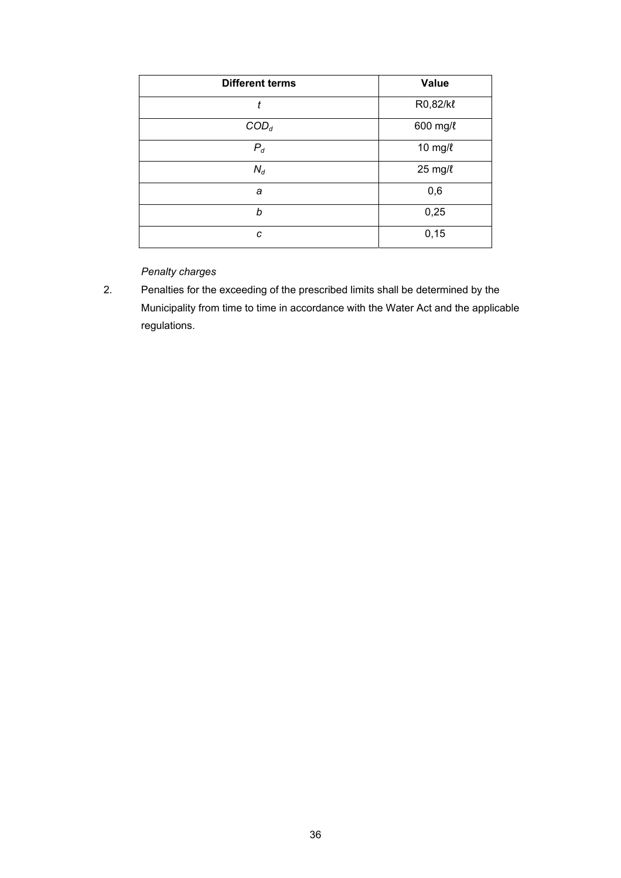| Different terms | Value |
|---|---|
| $t$ | R0,82/kℓ |
| $COD_d$ | 600 mg/ℓ |
| $P_d$ | 10 mg/ℓ |
| $N_d$ | 25 mg/ℓ |
| $a$ | 0,6 |
| $b$ | 0,25 |
| $c$ | 0,15 |

*Penalty charges*

2. Penalties for the exceeding of the prescribed limits shall be determined by the Municipality from time to time in accordance with the Water Act and the applicable regulations.